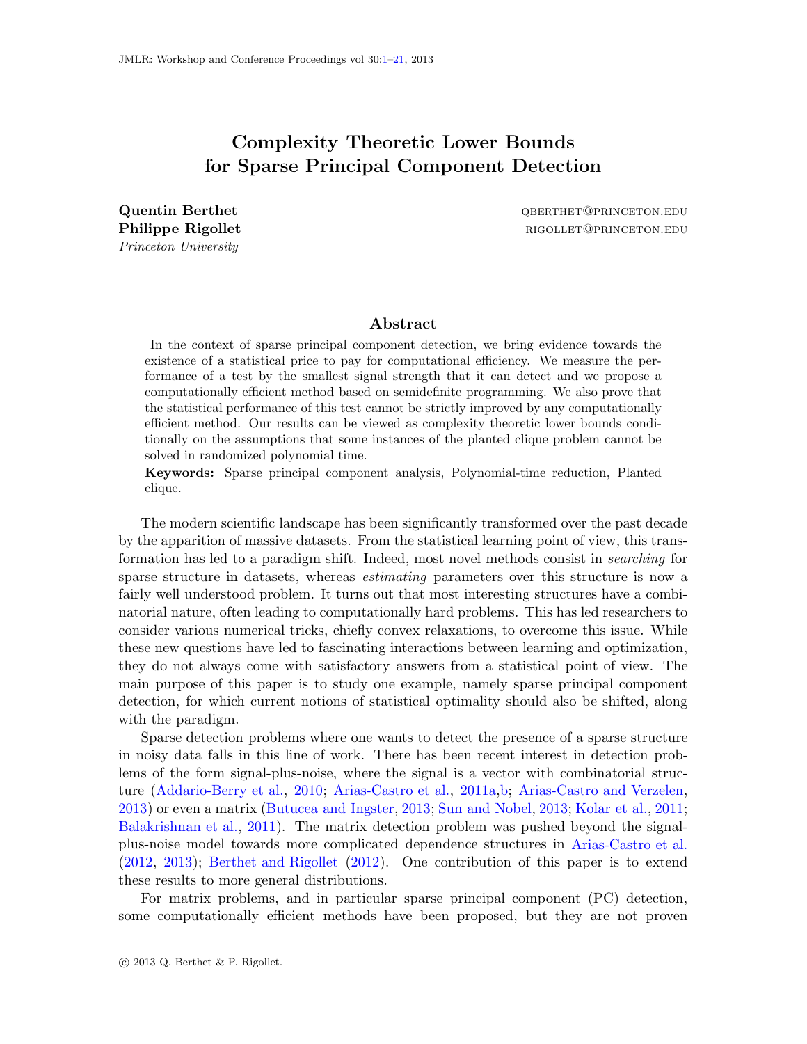# Complexity Theoretic Lower Bounds for Sparse Principal Component Detection

**Quentin Berthet** QBERTHET@PRINCETON.EDU
**Philippe Rigollet** RIGOLLET@PRINCETON.EDU
*Princeton University*

## Abstract

In the context of sparse principal component detection, we bring evidence towards the existence of a statistical price to pay for computational efficiency. We measure the performance of a test by the smallest signal strength that it can detect and we propose a computationally efficient method based on semidefinite programming. We also prove that the statistical performance of this test cannot be strictly improved by any computationally efficient method. Our results can be viewed as complexity theoretic lower bounds conditionally on the assumptions that some instances of the planted clique problem cannot be solved in randomized polynomial time.

**Keywords:** Sparse principal component analysis, Polynomial-time reduction, Planted clique.

The modern scientific landscape has been significantly transformed over the past decade by the apparition of massive datasets. From the statistical learning point of view, this transformation has led to a paradigm shift. Indeed, most novel methods consist in *searching* for sparse structure in datasets, whereas *estimating* parameters over this structure is now a fairly well understood problem. It turns out that most interesting structures have a combinatorial nature, often leading to computationally hard problems. This has led researchers to consider various numerical tricks, chiefly convex relaxations, to overcome this issue. While these new questions have led to fascinating interactions between learning and optimization, they do not always come with satisfactory answers from a statistical point of view. The main purpose of this paper is to study one example, namely sparse principal component detection, for which current notions of statistical optimality should also be shifted, along with the paradigm.

Sparse detection problems where one wants to detect the presence of a sparse structure in noisy data falls in this line of work. There has been recent interest in detection problems of the form signal-plus-noise, where the signal is a vector with combinatorial structure (Addario-Berry et al., 2010; Arias-Castro et al., 2011a,b; Arias-Castro and Verzelen, 2013) or even a matrix (Butucea and Ingster, 2013; Sun and Nobel, 2013; Kolar et al., 2011; Balakrishnan et al., 2011). The matrix detection problem was pushed beyond the signal-plus-noise model towards more complicated dependence structures in Arias-Castro et al. (2012, 2013); Berthet and Rigollet (2012). One contribution of this paper is to extend these results to more general distributions.

For matrix problems, and in particular sparse principal component (PC) detection, some computationally efficient methods have been proposed, but they are not proven

© 2013 Q. Berthet & P. Rigollet.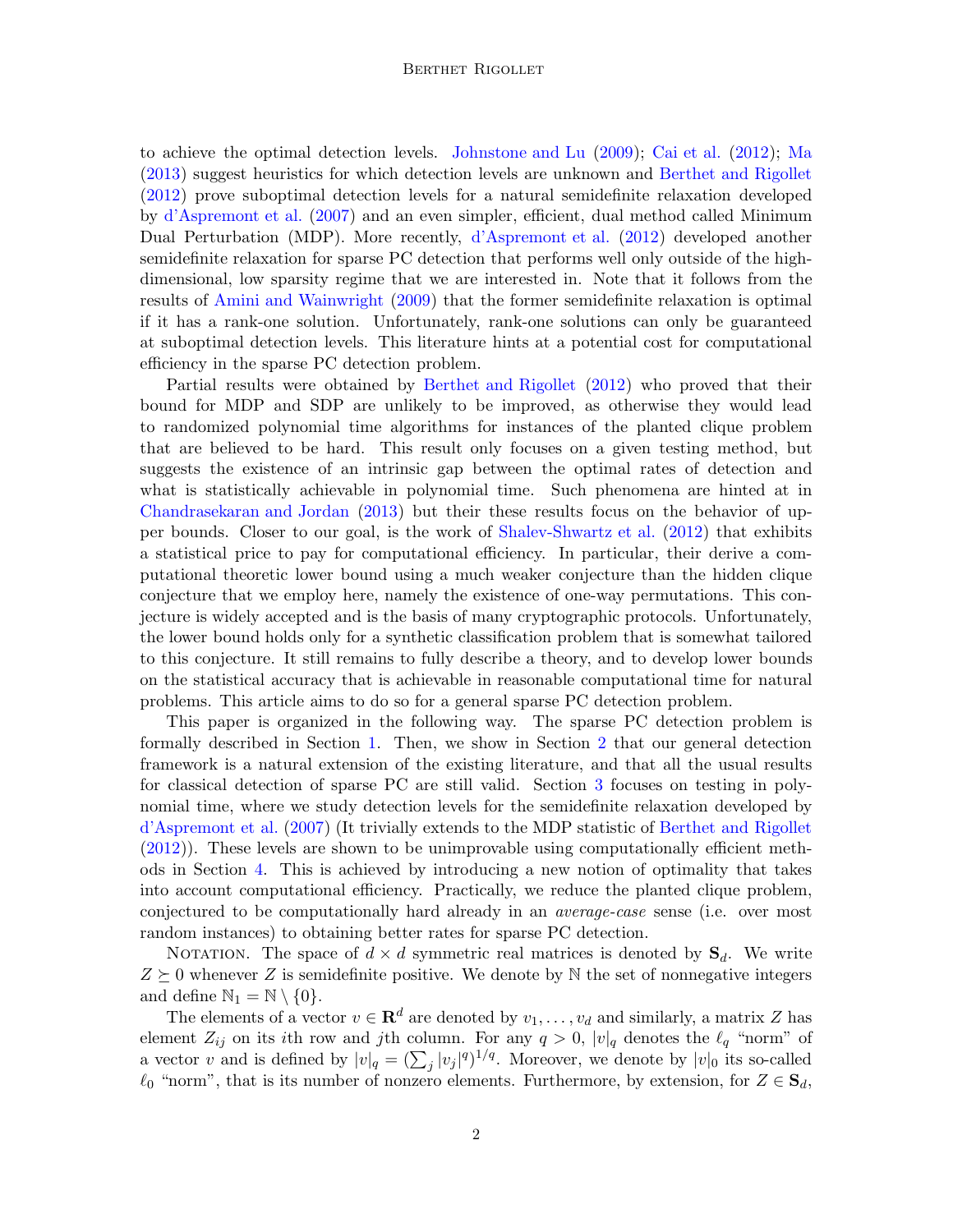to achieve the optimal detection levels. Johnstone and Lu (2009); Cai et al. (2012); Ma (2013) suggest heuristics for which detection levels are unknown and Berthet and Rigollet (2012) prove suboptimal detection levels for a natural semidefinite relaxation developed by d'Aspremont et al. (2007) and an even simpler, efficient, dual method called Minimum Dual Perturbation (MDP). More recently, d'Aspremont et al. (2012) developed another semidefinite relaxation for sparse PC detection that performs well only outside of the high-dimensional, low sparsity regime that we are interested in. Note that it follows from the results of Amini and Wainwright (2009) that the former semidefinite relaxation is optimal if it has a rank-one solution. Unfortunately, rank-one solutions can only be guaranteed at suboptimal detection levels. This literature hints at a potential cost for computational efficiency in the sparse PC detection problem.

Partial results were obtained by Berthet and Rigollet (2012) who proved that their bound for MDP and SDP are unlikely to be improved, as otherwise they would lead to randomized polynomial time algorithms for instances of the planted clique problem that are believed to be hard. This result only focuses on a given testing method, but suggests the existence of an intrinsic gap between the optimal rates of detection and what is statistically achievable in polynomial time. Such phenomena are hinted at in Chandrasekaran and Jordan (2013) but their these results focus on the behavior of upper bounds. Closer to our goal, is the work of Shalev-Shwartz et al. (2012) that exhibits a statistical price to pay for computational efficiency. In particular, their derive a computational theoretic lower bound using a much weaker conjecture than the hidden clique conjecture that we employ here, namely the existence of one-way permutations. This conjecture is widely accepted and is the basis of many cryptographic protocols. Unfortunately, the lower bound holds only for a synthetic classification problem that is somewhat tailored to this conjecture. It still remains to fully describe a theory, and to develop lower bounds on the statistical accuracy that is achievable in reasonable computational time for natural problems. This article aims to do so for a general sparse PC detection problem.

This paper is organized in the following way. The sparse PC detection problem is formally described in Section 1. Then, we show in Section 2 that our general detection framework is a natural extension of the existing literature, and that all the usual results for classical detection of sparse PC are still valid. Section 3 focuses on testing in polynomial time, where we study detection levels for the semidefinite relaxation developed by d'Aspremont et al. (2007) (It trivially extends to the MDP statistic of Berthet and Rigollet (2012)). These levels are shown to be unimprovable using computationally efficient methods in Section 4. This is achieved by introducing a new notion of optimality that takes into account computational efficiency. Practically, we reduce the planted clique problem, conjectured to be computationally hard already in an *average-case* sense (i.e. over most random instances) to obtaining better rates for sparse PC detection.

Notation. The space of $d \times d$ symmetric real matrices is denoted by $\mathbf{S}_d$. We write $Z \succeq 0$ whenever $Z$ is semidefinite positive. We denote by $\mathbb{N}$ the set of nonnegative integers and define $\mathbb{N}_1 = \mathbb{N} \setminus \{0\}$.

The elements of a vector $v \in \mathbf{R}^d$ are denoted by $v_1, \ldots, v_d$ and similarly, a matrix $Z$ has element $Z_{ij}$ on its $i$th row and $j$th column. For any $q > 0$, $|v|_q$ denotes the $\ell_q$ "norm" of a vector $v$ and is defined by $|v|_q = (\sum_j |v_j|^q)^{1/q}$. Moreover, we denote by $|v|_0$ its so-called $\ell_0$ "norm", that is its number of nonzero elements. Furthermore, by extension, for $Z \in \mathbf{S}_d$,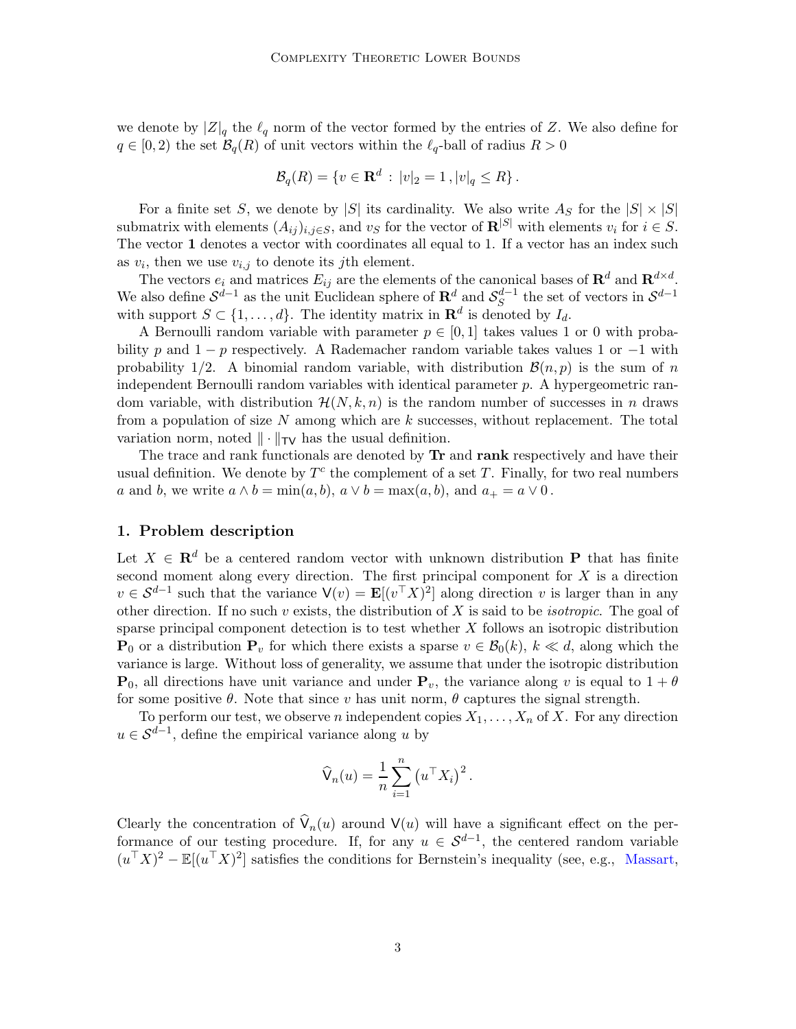we denote by $|Z|_q$ the $\ell_q$ norm of the vector formed by the entries of $Z$. We also define for $q \in [0, 2)$ the set $\mathcal{B}_q(R)$ of unit vectors within the $\ell_q$-ball of radius $R > 0$

$$\mathcal{B}_q(R) = \{v \in \mathbf{R}^d \,:\, |v|_2 = 1 \,, |v|_q \le R\} \,.$$

For a finite set $S$, we denote by $|S|$ its cardinality. We also write $A_S$ for the $|S| \times |S|$ submatrix with elements $(A_{ij})_{i,j \in S}$, and $v_S$ for the vector of $\mathbf{R}^{|S|}$ with elements $v_i$ for $i \in S$. The vector $\mathbf{1}$ denotes a vector with coordinates all equal to 1. If a vector has an index such as $v_i$, then we use $v_{i,j}$ to denote its $j$th element.

The vectors $e_i$ and matrices $E_{ij}$ are the elements of the canonical bases of $\mathbf{R}^d$ and $\mathbf{R}^{d \times d}$. We also define $\mathcal{S}^{d-1}$ as the unit Euclidean sphere of $\mathbf{R}^d$ and $\mathcal{S}^{d-1}_S$ the set of vectors in $\mathcal{S}^{d-1}$ with support $S \subset \{1, \ldots, d\}$. The identity matrix in $\mathbf{R}^d$ is denoted by $I_d$.

A Bernoulli random variable with parameter $p \in [0, 1]$ takes values 1 or 0 with probability $p$ and $1-p$ respectively. A Rademacher random variable takes values 1 or $-1$ with probability $1/2$. A binomial random variable, with distribution $\mathcal{B}(n, p)$ is the sum of $n$ independent Bernoulli random variables with identical parameter $p$. A hypergeometric random variable, with distribution $\mathcal{H}(N, k, n)$ is the random number of successes in $n$ draws from a population of size $N$ among which are $k$ successes, without replacement. The total variation norm, noted $\|\cdot\|_{\mathsf{TV}}$ has the usual definition.

The trace and rank functionals are denoted by $\mathbf{Tr}$ and $\mathbf{rank}$ respectively and have their usual definition. We denote by $T^c$ the complement of a set $T$. Finally, for two real numbers $a$ and $b$, we write $a \wedge b = \min(a, b)$, $a \vee b = \max(a, b)$, and $a_+ = a \vee 0$.

## 1. Problem description

Let $X \in \mathbf{R}^d$ be a centered random vector with unknown distribution $\mathbf{P}$ that has finite second moment along every direction. The first principal component for $X$ is a direction $v \in \mathcal{S}^{d-1}$ such that the variance $\mathsf{V}(v) = \mathbf{E}[(v^\top X)^2]$ along direction $v$ is larger than in any other direction. If no such $v$ exists, the distribution of $X$ is said to be *isotropic*. The goal of sparse principal component detection is to test whether $X$ follows an isotropic distribution $\mathbf{P}_0$ or a distribution $\mathbf{P}_v$ for which there exists a sparse $v \in \mathcal{B}_0(k)$, $k \ll d$, along which the variance is large. Without loss of generality, we assume that under the isotropic distribution $\mathbf{P}_0$, all directions have unit variance and under $\mathbf{P}_v$, the variance along $v$ is equal to $1 + \theta$ for some positive $\theta$. Note that since $v$ has unit norm, $\theta$ captures the signal strength.

To perform our test, we observe $n$ independent copies $X_1, \ldots, X_n$ of $X$. For any direction $u \in \mathcal{S}^{d-1}$, define the empirical variance along $u$ by

$$\widehat{\mathsf{V}}_n(u) = \frac{1}{n} \sum_{i=1}^{n} \left(u^\top X_i\right)^2 .$$

Clearly the concentration of $\widehat{\mathsf{V}}_n(u)$ around $\mathsf{V}(u)$ will have a significant effect on the performance of our testing procedure. If, for any $u \in \mathcal{S}^{d-1}$, the centered random variable $(u^\top X)^2 - \mathbb{E}[(u^\top X)^2]$ satisfies the conditions for Bernstein's inequality (see, e.g., Massart,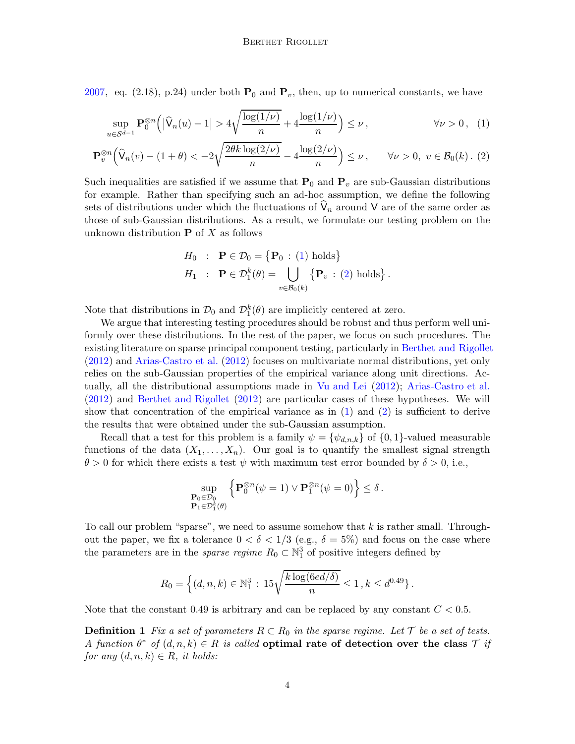2007, eq. (2.18), p.24) under both $\mathbf{P}_0$ and $\mathbf{P}_v$, then, up to numerical constants, we have

$$\sup_{u \in \mathcal{S}^{d-1}} \mathbf{P}_0^{\otimes n}\Big(\big|\widehat{\mathsf{V}}_n(u) - 1\big| > 4\sqrt{\frac{\log(1/\nu)}{n}} + 4\frac{\log(1/\nu)}{n}\Big) \leq \nu\,, \qquad \forall \nu > 0\,, \quad (1)$$

$$\mathbf{P}_v^{\otimes n}\Big(\widehat{\mathsf{V}}_n(v) - (1+\theta) < -2\sqrt{\frac{2\theta k \log(2/\nu)}{n}} - 4\frac{\log(2/\nu)}{n}\Big) \leq \nu\,, \qquad \forall \nu > 0,\ v \in \mathcal{B}_0(k)\,. \quad (2)$$

Such inequalities are satisfied if we assume that $\mathbf{P}_0$ and $\mathbf{P}_v$ are sub-Gaussian distributions for example. Rather than specifying such an ad-hoc assumption, we define the following sets of distributions under which the fluctuations of $\widehat{\mathsf{V}}_n$ around $\mathsf{V}$ are of the same order as those of sub-Gaussian distributions. As a result, we formulate our testing problem on the unknown distribution $\mathbf{P}$ of $X$ as follows

$$\begin{aligned} H_0 &: \ \mathbf{P} \in \mathcal{D}_0 = \big\{\mathbf{P}_0 \,:\, (1) \text{ holds}\big\} \\ H_1 &: \ \mathbf{P} \in \mathcal{D}_1^k(\theta) = \bigcup_{v \in \mathcal{B}_0(k)} \big\{\mathbf{P}_v \,:\, (2) \text{ holds}\big\}\,. \end{aligned}$$

Note that distributions in $\mathcal{D}_0$ and $\mathcal{D}_1^k(\theta)$ are implicitly centered at zero.

We argue that interesting testing procedures should be robust and thus perform well uniformly over these distributions. In the rest of the paper, we focus on such procedures. The existing literature on sparse principal component testing, particularly in Berthet and Rigollet (2012) and Arias-Castro et al. (2012) focuses on multivariate normal distributions, yet only relies on the sub-Gaussian properties of the empirical variance along unit directions. Actually, all the distributional assumptions made in Vu and Lei (2012); Arias-Castro et al. (2012) and Berthet and Rigollet (2012) are particular cases of these hypotheses. We will show that concentration of the empirical variance as in (1) and (2) is sufficient to derive the results that were obtained under the sub-Gaussian assumption.

Recall that a test for this problem is a family $\psi = \{\psi_{d,n,k}\}$ of $\{0,1\}$-valued measurable functions of the data $(X_1, \ldots, X_n)$. Our goal is to quantify the smallest signal strength $\theta > 0$ for which there exists a test $\psi$ with maximum test error bounded by $\delta > 0$, i.e.,

$$\sup_{\substack{\mathbf{P}_0 \in \mathcal{D}_0 \\ \mathbf{P}_1 \in \mathcal{D}_1^k(\theta)}} \Big\{\mathbf{P}_0^{\otimes n}(\psi = 1) \vee \mathbf{P}_1^{\otimes n}(\psi = 0)\Big\} \leq \delta\,.$$

To call our problem "sparse", we need to assume somehow that $k$ is rather small. Throughout the paper, we fix a tolerance $0 < \delta < 1/3$ (e.g., $\delta = 5\%$) and focus on the case where the parameters are in the *sparse regime* $R_0 \subset \mathbb{N}_1^3$ of positive integers defined by

$$R_0 = \Big\{(d,n,k) \in \mathbb{N}_1^3 \,:\, 15\sqrt{\frac{k\log(6ed/\delta)}{n}} \leq 1\,, k \leq d^{0.49}\Big\}\,.$$

Note that the constant 0.49 is arbitrary and can be replaced by any constant $C < 0.5$.

**Definition 1** *Fix a set of parameters $R \subset R_0$ in the sparse regime. Let $\mathcal{T}$ be a set of tests. A function $\theta^*$ of $(d,n,k) \in R$ is called* **optimal rate of detection over the class $\mathcal{T}$** *if for any $(d,n,k) \in R$, it holds:*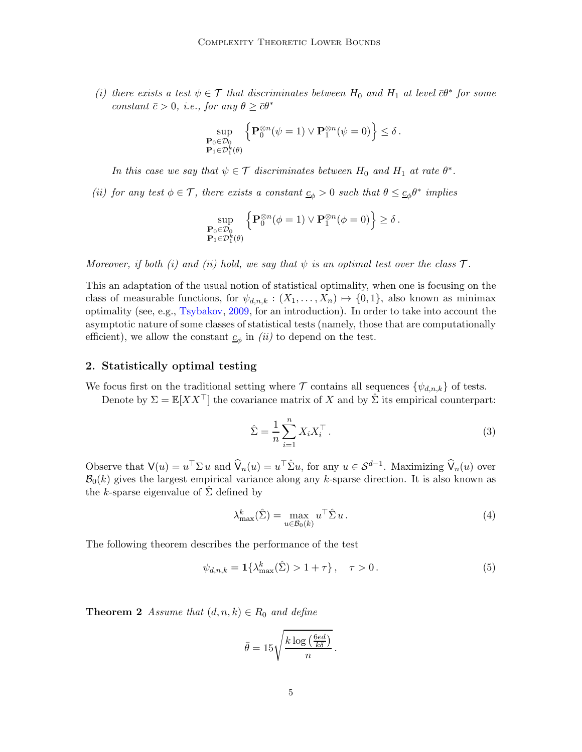*(i) there exists a test $\psi \in \mathcal{T}$ that discriminates between $H_0$ and $H_1$ at level $\bar{c}\theta^*$ for some constant $\bar{c} > 0$, i.e., for any $\theta \geq \bar{c}\theta^*$*

$$
\sup_{\substack{\mathbf{P}_0 \in \mathcal{D}_0 \\ \mathbf{P}_1 \in \mathcal{D}_1^k(\theta)}} \left\{ \mathbf{P}_0^{\otimes n}(\psi = 1) \vee \mathbf{P}_1^{\otimes n}(\psi = 0) \right\} \leq \delta \,.
$$

*In this case we say that $\psi \in \mathcal{T}$ discriminates between $H_0$ and $H_1$ at rate $\theta^*$.*

*(ii) for any test $\phi \in \mathcal{T}$, there exists a constant $\underline{c}_\phi > 0$ such that $\theta \leq \underline{c}_\phi \theta^*$ implies*

$$
\sup_{\substack{\mathbf{P}_0 \in \mathcal{D}_0 \\ \mathbf{P}_1 \in \mathcal{D}_1^k(\theta)}} \left\{ \mathbf{P}_0^{\otimes n}(\phi = 1) \vee \mathbf{P}_1^{\otimes n}(\phi = 0) \right\} \geq \delta \,.
$$

*Moreover, if both (i) and (ii) hold, we say that $\psi$ is an optimal test over the class $\mathcal{T}$.*

This an adaptation of the usual notion of statistical optimality, when one is focusing on the class of measurable functions, for $\psi_{d,n,k} : (X_1, \ldots, X_n) \mapsto \{0, 1\}$, also known as minimax optimality (see, e.g., Tsybakov, 2009, for an introduction). In order to take into account the asymptotic nature of some classes of statistical tests (namely, those that are computationally efficient), we allow the constant $\underline{c}_\phi$ in *(ii)* to depend on the test.

## 2. Statistically optimal testing

We focus first on the traditional setting where $\mathcal{T}$ contains all sequences $\{\psi_{d,n,k}\}$ of tests.

Denote by $\Sigma = \mathbb{E}[XX^\top]$ the covariance matrix of $X$ and by $\hat{\Sigma}$ its empirical counterpart:

$$
\hat{\Sigma} = \frac{1}{n} \sum_{i=1}^{n} X_i X_i^\top \,. \tag{3}
$$

Observe that $\mathsf{V}(u) = u^\top \Sigma \, u$ and $\widehat{\mathsf{V}}_n(u) = u^\top \hat{\Sigma} u$, for any $u \in \mathcal{S}^{d-1}$. Maximizing $\widehat{\mathsf{V}}_n(u)$ over $\mathcal{B}_0(k)$ gives the largest empirical variance along any $k$-sparse direction. It is also known as the $k$-sparse eigenvalue of $\hat{\Sigma}$ defined by

$$
\lambda^k_{\max}(\hat{\Sigma}) = \max_{u \in \mathcal{B}_0(k)} u^\top \hat{\Sigma} \, u \,. \tag{4}
$$

The following theorem describes the performance of the test

$$
\psi_{d,n,k} = \mathbf{1}\{\lambda^k_{\max}(\hat{\Sigma}) > 1 + \tau\} \,, \quad \tau > 0 \,. \tag{5}
$$

**Theorem 2** *Assume that $(d, n, k) \in R_0$ and define*

$$
\bar{\theta} = 15 \sqrt{\frac{k \log\left(\frac{6ed}{k\delta}\right)}{n}} \,.
$$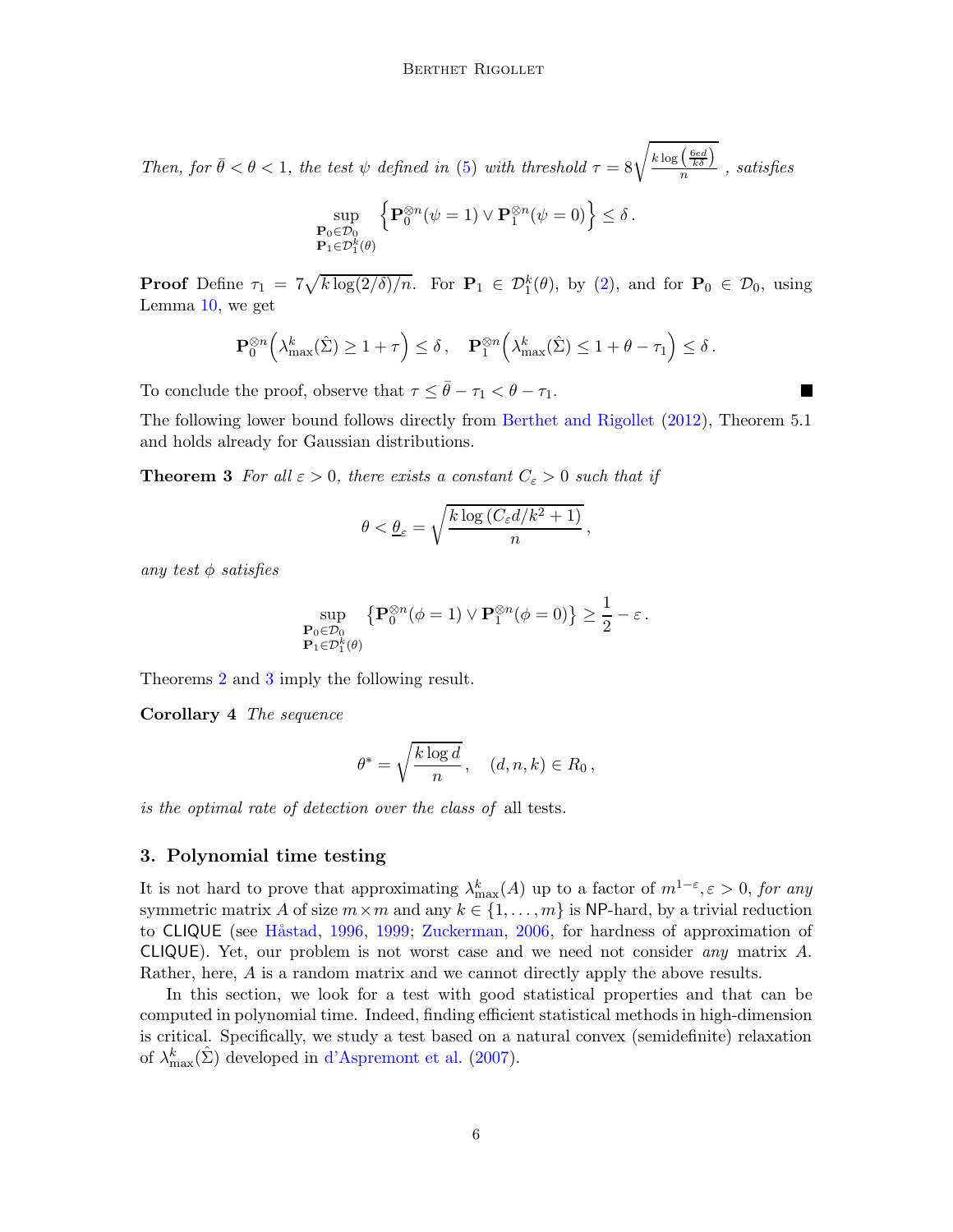*Then, for $\bar\theta < \theta < 1$, the test $\psi$ defined in (5) with threshold $\tau = 8\sqrt{\frac{k\log\left(\frac{6ed}{k\delta}\right)}{n}}$ , satisfies*

$$\sup_{\substack{\mathbf{P}_0\in\mathcal{D}_0\\ \mathbf{P}_1\in\mathcal{D}_1^k(\theta)}} \left\{\mathbf{P}_0^{\otimes n}(\psi=1)\vee\mathbf{P}_1^{\otimes n}(\psi=0)\right\}\le\delta\,.$$

**Proof** Define $\tau_1 = 7\sqrt{k\log(2/\delta)/n}$. For $\mathbf{P}_1\in\mathcal{D}_1^k(\theta)$, by (2), and for $\mathbf{P}_0\in\mathcal{D}_0$, using Lemma 10, we get

$$\mathbf{P}_0^{\otimes n}\Big(\lambda_{\max}^k(\hat\Sigma)\ge 1+\tau\Big)\le\delta\,,\quad \mathbf{P}_1^{\otimes n}\Big(\lambda_{\max}^k(\hat\Sigma)\le 1+\theta-\tau_1\Big)\le\delta\,.$$

To conclude the proof, observe that $\tau\le\bar\theta-\tau_1<\theta-\tau_1$. ■

The following lower bound follows directly from Berthet and Rigollet (2012), Theorem 5.1 and holds already for Gaussian distributions.

**Theorem 3** *For all $\varepsilon>0$, there exists a constant $C_\varepsilon>0$ such that if*

$$\theta<\underline{\theta}_\varepsilon=\sqrt{\frac{k\log\left(C_\varepsilon d/k^2+1\right)}{n}}\,,$$

*any test $\phi$ satisfies*

$$\sup_{\substack{\mathbf{P}_0\in\mathcal{D}_0\\ \mathbf{P}_1\in\mathcal{D}_1^k(\theta)}} \left\{\mathbf{P}_0^{\otimes n}(\phi=1)\vee\mathbf{P}_1^{\otimes n}(\phi=0)\right\}\ge\frac{1}{2}-\varepsilon\,.$$

Theorems 2 and 3 imply the following result.

**Corollary 4** *The sequence*

$$\theta^*=\sqrt{\frac{k\log d}{n}}\,,\quad (d,n,k)\in R_0\,,$$

*is the optimal rate of detection over the class of* all *tests.*

## 3. Polynomial time testing

It is not hard to prove that approximating $\lambda_{\max}^k(A)$ up to a factor of $m^{1-\varepsilon}, \varepsilon>0$, *for any* symmetric matrix $A$ of size $m\times m$ and any $k\in\{1,\ldots,m\}$ is NP-hard, by a trivial reduction to CLIQUE (see Håstad, 1996, 1999; Zuckerman, 2006, for hardness of approximation of CLIQUE). Yet, our problem is not worst case and we need not consider *any* matrix $A$. Rather, here, $A$ is a random matrix and we cannot directly apply the above results.

In this section, we look for a test with good statistical properties and that can be computed in polynomial time. Indeed, finding efficient statistical methods in high-dimension is critical. Specifically, we study a test based on a natural convex (semidefinite) relaxation of $\lambda_{\max}^k(\hat\Sigma)$ developed in d'Aspremont et al. (2007).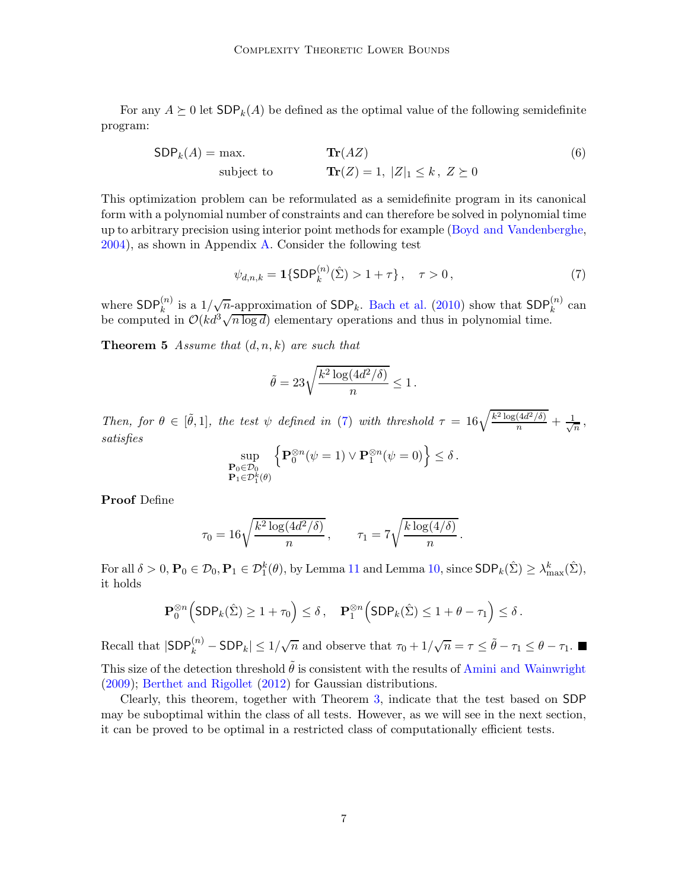For any $A \succeq 0$ let $\mathsf{SDP}_k(A)$ be defined as the optimal value of the following semidefinite program:

$$
\begin{aligned}
\mathsf{SDP}_k(A) = \text{max.} \qquad & \mathbf{Tr}(AZ) \\
\text{subject to} \qquad & \mathbf{Tr}(Z) = 1,\ |Z|_1 \le k\,,\ Z \succeq 0
\end{aligned}
\tag{6}
$$

This optimization problem can be reformulated as a semidefinite program in its canonical form with a polynomial number of constraints and can therefore be solved in polynomial time up to arbitrary precision using interior point methods for example (Boyd and Vandenberghe, 2004), as shown in Appendix A. Consider the following test

$$
\psi_{d,n,k} = \mathbf{1}\{\mathsf{SDP}_k^{(n)}(\hat{\Sigma}) > 1 + \tau\}\,, \quad \tau > 0\,,
\tag{7}
$$

where $\mathsf{SDP}_k^{(n)}$ is a $1/\sqrt{n}$-approximation of $\mathsf{SDP}_k$. Bach et al. (2010) show that $\mathsf{SDP}_k^{(n)}$ can be computed in $\mathcal{O}(kd^3\sqrt{n \log d})$ elementary operations and thus in polynomial time.

**Theorem 5** *Assume that $(d, n, k)$ are such that*

$$
\tilde{\theta} = 23\sqrt{\frac{k^2 \log(4d^2/\delta)}{n}} \le 1\,.
$$

*Then, for $\theta \in [\tilde{\theta}, 1]$, the test $\psi$ defined in (7) with threshold $\tau = 16\sqrt{\frac{k^2\log(4d^2/\delta)}{n}} + \frac{1}{\sqrt{n}}$, satisfies*

$$
\sup_{\substack{\mathbf{P}_0 \in \mathcal{D}_0 \\ \mathbf{P}_1 \in \mathcal{D}_1^k(\theta)}} \left\{ \mathbf{P}_0^{\otimes n}(\psi = 1) \vee \mathbf{P}_1^{\otimes n}(\psi = 0) \right\} \le \delta\,.
$$

**Proof** Define

$$
\tau_0 = 16\sqrt{\frac{k^2 \log(4d^2/\delta)}{n}}\,, \qquad \tau_1 = 7\sqrt{\frac{k \log(4/\delta)}{n}}\,.
$$

For all $\delta > 0, \mathbf{P}_0 \in \mathcal{D}_0, \mathbf{P}_1 \in \mathcal{D}_1^k(\theta)$, by Lemma 11 and Lemma 10, since $\mathsf{SDP}_k(\hat{\Sigma}) \ge \lambda_{\max}^k(\hat{\Sigma})$, it holds

$$
\mathbf{P}_0^{\otimes n}\Big(\mathsf{SDP}_k(\hat{\Sigma}) \ge 1 + \tau_0\Big) \le \delta\,, \quad \mathbf{P}_1^{\otimes n}\Big(\mathsf{SDP}_k(\hat{\Sigma}) \le 1 + \theta - \tau_1\Big) \le \delta\,.
$$

Recall that $|\mathsf{SDP}_k^{(n)} - \mathsf{SDP}_k| \le 1/\sqrt{n}$ and observe that $\tau_0 + 1/\sqrt{n} = \tau \le \tilde{\theta} - \tau_1 \le \theta - \tau_1$. ■

This size of the detection threshold $\tilde{\theta}$ is consistent with the results of Amini and Wainwright (2009); Berthet and Rigollet (2012) for Gaussian distributions.

Clearly, this theorem, together with Theorem 3, indicate that the test based on $\mathsf{SDP}$ may be suboptimal within the class of all tests. However, as we will see in the next section, it can be proved to be optimal in a restricted class of computationally efficient tests.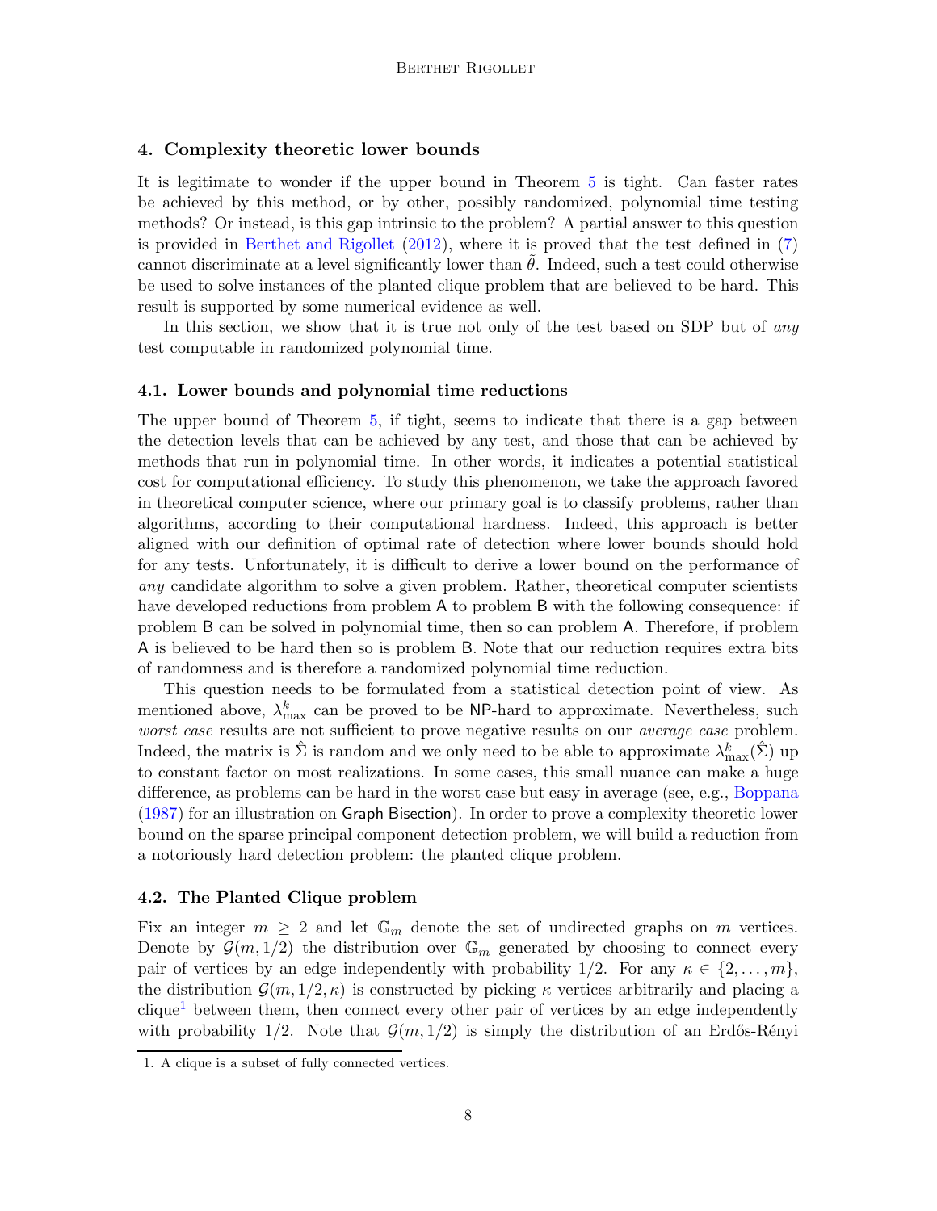## 4. Complexity theoretic lower bounds

It is legitimate to wonder if the upper bound in Theorem 5 is tight. Can faster rates be achieved by this method, or by other, possibly randomized, polynomial time testing methods? Or instead, is this gap intrinsic to the problem? A partial answer to this question is provided in Berthet and Rigollet (2012), where it is proved that the test defined in (7) cannot discriminate at a level significantly lower than $\tilde{\theta}$. Indeed, such a test could otherwise be used to solve instances of the planted clique problem that are believed to be hard. This result is supported by some numerical evidence as well.

In this section, we show that it is true not only of the test based on SDP but of *any* test computable in randomized polynomial time.

### 4.1. Lower bounds and polynomial time reductions

The upper bound of Theorem 5, if tight, seems to indicate that there is a gap between the detection levels that can be achieved by any test, and those that can be achieved by methods that run in polynomial time. In other words, it indicates a potential statistical cost for computational efficiency. To study this phenomenon, we take the approach favored in theoretical computer science, where our primary goal is to classify problems, rather than algorithms, according to their computational hardness. Indeed, this approach is better aligned with our definition of optimal rate of detection where lower bounds should hold for any tests. Unfortunately, it is difficult to derive a lower bound on the performance of *any* candidate algorithm to solve a given problem. Rather, theoretical computer scientists have developed reductions from problem A to problem B with the following consequence: if problem B can be solved in polynomial time, then so can problem A. Therefore, if problem A is believed to be hard then so is problem B. Note that our reduction requires extra bits of randomness and is therefore a randomized polynomial time reduction.

This question needs to be formulated from a statistical detection point of view. As mentioned above, $\lambda^k_{\max}$ can be proved to be NP-hard to approximate. Nevertheless, such *worst case* results are not sufficient to prove negative results on our *average case* problem. Indeed, the matrix is $\hat{\Sigma}$ is random and we only need to be able to approximate $\lambda^k_{\max}(\hat{\Sigma})$ up to constant factor on most realizations. In some cases, this small nuance can make a huge difference, as problems can be hard in the worst case but easy in average (see, e.g., Boppana (1987) for an illustration on Graph Bisection). In order to prove a complexity theoretic lower bound on the sparse principal component detection problem, we will build a reduction from a notoriously hard detection problem: the planted clique problem.

### 4.2. The Planted Clique problem

Fix an integer $m \geq 2$ and let $\mathbb{G}_m$ denote the set of undirected graphs on $m$ vertices. Denote by $\mathcal{G}(m, 1/2)$ the distribution over $\mathbb{G}_m$ generated by choosing to connect every pair of vertices by an edge independently with probability $1/2$. For any $\kappa \in \{2, \ldots, m\}$, the distribution $\mathcal{G}(m, 1/2, \kappa)$ is constructed by picking $\kappa$ vertices arbitrarily and placing a clique[1] between them, then connect every other pair of vertices by an edge independently with probability $1/2$. Note that $\mathcal{G}(m, 1/2)$ is simply the distribution of an Erdős-Rényi

1. A clique is a subset of fully connected vertices.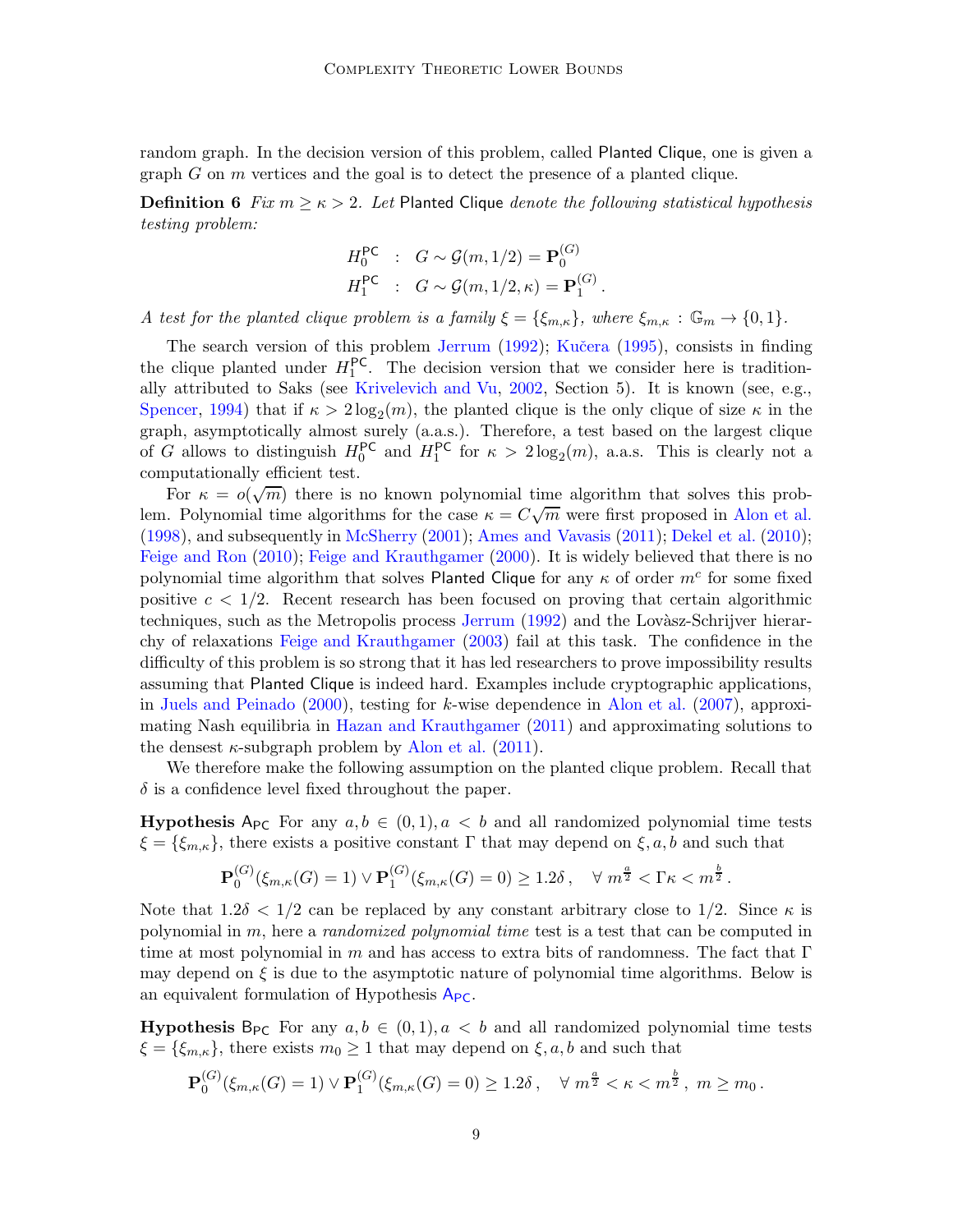random graph. In the decision version of this problem, called Planted Clique, one is given a graph $G$ on $m$ vertices and the goal is to detect the presence of a planted clique.

**Definition 6** *Fix $m \geq \kappa > 2$. Let* Planted Clique *denote the following statistical hypothesis testing problem:*

$$\begin{aligned} H_0^{\mathsf{PC}} &: \quad G \sim \mathcal{G}(m, 1/2) = \mathbf{P}_0^{(G)} \\ H_1^{\mathsf{PC}} &: \quad G \sim \mathcal{G}(m, 1/2, \kappa) = \mathbf{P}_1^{(G)} . \end{aligned}$$

*A test for the planted clique problem is a family $\xi = \{\xi_{m,\kappa}\}$, where $\xi_{m,\kappa} : \mathbb{G}_m \to \{0,1\}$.*

The search version of this problem Jerrum (1992); Kučera (1995), consists in finding the clique planted under $H_1^{\mathsf{PC}}$. The decision version that we consider here is traditionally attributed to Saks (see Krivelevich and Vu, 2002, Section 5). It is known (see, e.g., Spencer, 1994) that if $\kappa > 2\log_2(m)$, the planted clique is the only clique of size $\kappa$ in the graph, asymptotically almost surely (a.a.s.). Therefore, a test based on the largest clique of $G$ allows to distinguish $H_0^{\mathsf{PC}}$ and $H_1^{\mathsf{PC}}$ for $\kappa > 2\log_2(m)$, a.a.s. This is clearly not a computationally efficient test.

For $\kappa = o(\sqrt{m})$ there is no known polynomial time algorithm that solves this problem. Polynomial time algorithms for the case $\kappa = C\sqrt{m}$ were first proposed in Alon et al. (1998), and subsequently in McSherry (2001); Ames and Vavasis (2011); Dekel et al. (2010); Feige and Ron (2010); Feige and Krauthgamer (2000). It is widely believed that there is no polynomial time algorithm that solves Planted Clique for any $\kappa$ of order $m^c$ for some fixed positive $c < 1/2$. Recent research has been focused on proving that certain algorithmic techniques, such as the Metropolis process Jerrum (1992) and the Lovàsz-Schrijver hierarchy of relaxations Feige and Krauthgamer (2003) fail at this task. The confidence in the difficulty of this problem is so strong that it has led researchers to prove impossibility results assuming that Planted Clique is indeed hard. Examples include cryptographic applications, in Juels and Peinado (2000), testing for $k$-wise dependence in Alon et al. (2007), approximating Nash equilibria in Hazan and Krauthgamer (2011) and approximating solutions to the densest $\kappa$-subgraph problem by Alon et al. (2011).

We therefore make the following assumption on the planted clique problem. Recall that $\delta$ is a confidence level fixed throughout the paper.

**Hypothesis** $\mathsf{A}_{\mathsf{PC}}$ For any $a, b \in (0,1), a < b$ and all randomized polynomial time tests $\xi = \{\xi_{m,\kappa}\}$, there exists a positive constant $\Gamma$ that may depend on $\xi, a, b$ and such that

$$\mathbf{P}_0^{(G)}(\xi_{m,\kappa}(G) = 1) \vee \mathbf{P}_1^{(G)}(\xi_{m,\kappa}(G) = 0) \geq 1.2\delta , \quad \forall\ m^{\frac{a}{2}} < \Gamma\kappa < m^{\frac{b}{2}} .$$

Note that $1.2\delta < 1/2$ can be replaced by any constant arbitrary close to $1/2$. Since $\kappa$ is polynomial in $m$, here a *randomized polynomial time* test is a test that can be computed in time at most polynomial in $m$ and has access to extra bits of randomness. The fact that $\Gamma$ may depend on $\xi$ is due to the asymptotic nature of polynomial time algorithms. Below is an equivalent formulation of Hypothesis $\mathsf{A}_{\mathsf{PC}}$.

**Hypothesis** $\mathsf{B}_{\mathsf{PC}}$ For any $a, b \in (0,1), a < b$ and all randomized polynomial time tests $\xi = \{\xi_{m,\kappa}\}$, there exists $m_0 \geq 1$ that may depend on $\xi, a, b$ and such that

$$\mathbf{P}_0^{(G)}(\xi_{m,\kappa}(G) = 1) \vee \mathbf{P}_1^{(G)}(\xi_{m,\kappa}(G) = 0) \geq 1.2\delta , \quad \forall\ m^{\frac{a}{2}} < \kappa < m^{\frac{b}{2}} ,\ m \geq m_0 .$$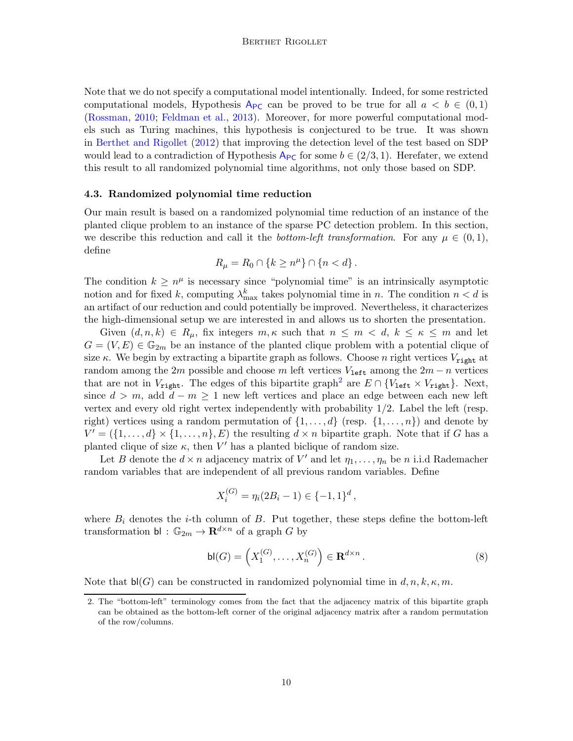Note that we do not specify a computational model intentionally. Indeed, for some restricted computational models, Hypothesis $\mathsf{A}_{\mathsf{PC}}$ can be proved to be true for all $a < b \in (0,1)$ (Rossman, 2010; Feldman et al., 2013). Moreover, for more powerful computational models such as Turing machines, this hypothesis is conjectured to be true. It was shown in Berthet and Rigollet (2012) that improving the detection level of the test based on SDP would lead to a contradiction of Hypothesis $\mathsf{A}_{\mathsf{PC}}$ for some $b \in (2/3, 1)$. Herefater, we extend this result to all randomized polynomial time algorithms, not only those based on SDP.

### 4.3. Randomized polynomial time reduction

Our main result is based on a randomized polynomial time reduction of an instance of the planted clique problem to an instance of the sparse PC detection problem. In this section, we describe this reduction and call it the *bottom-left transformation*. For any $\mu \in (0,1)$, define

$$R_\mu = R_0 \cap \{k \geq n^\mu\} \cap \{n < d\}\,.$$

The condition $k \geq n^\mu$ is necessary since "polynomial time" is an intrinsically asymptotic notion and for fixed $k$, computing $\lambda^k_{\max}$ takes polynomial time in $n$. The condition $n < d$ is an artifact of our reduction and could potentially be improved. Nevertheless, it characterizes the high-dimensional setup we are interested in and allows us to shorten the presentation.

Given $(d, n, k) \in R_\mu$, fix integers $m, \kappa$ such that $n \leq m < d$, $k \leq \kappa \leq m$ and let $G = (V, E) \in \mathbb{G}_{2m}$ be an instance of the planted clique problem with a potential clique of size $\kappa$. We begin by extracting a bipartite graph as follows. Choose $n$ right vertices $V_{\texttt{right}}$ at random among the $2m$ possible and choose $m$ left vertices $V_{\texttt{left}}$ among the $2m - n$ vertices that are not in $V_{\texttt{right}}$. The edges of this bipartite graph[2] are $E \cap \{V_{\texttt{left}} \times V_{\texttt{right}}\}$. Next, since $d > m$, add $d - m \geq 1$ new left vertices and place an edge between each new left vertex and every old right vertex independently with probability $1/2$. Label the left (resp. right) vertices using a random permutation of $\{1, \ldots, d\}$ (resp. $\{1, \ldots, n\}$) and denote by $V' = (\{1, \ldots, d\} \times \{1, \ldots, n\}, E)$ the resulting $d \times n$ bipartite graph. Note that if $G$ has a planted clique of size $\kappa$, then $V'$ has a planted biclique of random size.

Let $B$ denote the $d \times n$ adjacency matrix of $V'$ and let $\eta_1, \ldots, \eta_n$ be $n$ i.i.d Rademacher random variables that are independent of all previous random variables. Define

$$X_i^{(G)} = \eta_i(2B_i - 1) \in \{-1, 1\}^d\,,$$

where $B_i$ denotes the $i$-th column of $B$. Put together, these steps define the bottom-left transformation $\mathsf{bl} : \mathbb{G}_{2m} \to \mathbf{R}^{d \times n}$ of a graph $G$ by

$$\mathsf{bl}(G) = \left(X_1^{(G)}, \ldots, X_n^{(G)}\right) \in \mathbf{R}^{d \times n}\,. \tag{8}$$

Note that $\mathsf{bl}(G)$ can be constructed in randomized polynomial time in $d, n, k, \kappa, m$.

---

2. The "bottom-left" terminology comes from the fact that the adjacency matrix of this bipartite graph can be obtained as the bottom-left corner of the original adjacency matrix after a random permutation of the row/columns.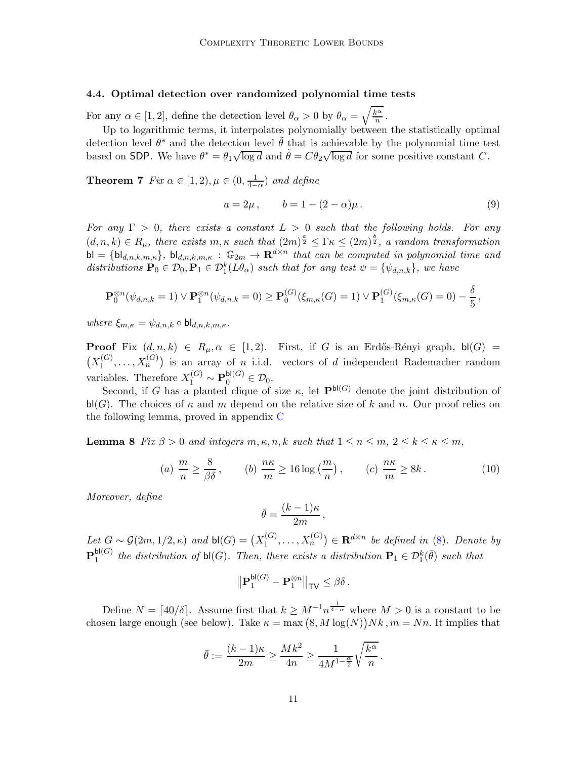### 4.4. Optimal detection over randomized polynomial time tests

For any $\alpha \in [1, 2]$, define the detection level $\theta_\alpha > 0$ by $\theta_\alpha = \sqrt{\frac{k^\alpha}{n}}$.

Up to logarithmic terms, it interpolates polynomially between the statistically optimal detection level $\theta^*$ and the detection level $\tilde{\theta}$ that is achievable by the polynomial time test based on SDP. We have $\theta^* = \theta_1\sqrt{\log d}$ and $\tilde{\theta} = C\theta_2\sqrt{\log d}$ for some positive constant $C$.

**Theorem 7** *Fix $\alpha \in [1, 2), \mu \in (0, \frac{1}{4-\alpha})$ and define*

$$a = 2\mu\,, \qquad b = 1 - (2-\alpha)\mu\,. \tag{9}$$

*For any $\Gamma > 0$, there exists a constant $L > 0$ such that the following holds. For any $(d, n, k) \in R_\mu$, there exists $m, \kappa$ such that $(2m)^{\frac{a}{2}} \le \Gamma\kappa \le (2m)^{\frac{b}{2}}$, a random transformation $\mathsf{bl} = \{\mathsf{bl}_{d,n,k,m,\kappa}\}$, $\mathsf{bl}_{d,n,k,m,\kappa} : \mathbb{G}_{2m} \to \mathbf{R}^{d\times n}$ that can be computed in polynomial time and distributions $\mathbf{P}_0 \in \mathcal{D}_0, \mathbf{P}_1 \in \mathcal{D}_1^k(L\theta_\alpha)$ such that for any test $\psi = \{\psi_{d,n,k}\}$, we have*

$$\mathbf{P}_0^{\otimes n}(\psi_{d,n,k} = 1) \vee \mathbf{P}_1^{\otimes n}(\psi_{d,n,k} = 0) \ge \mathbf{P}_0^{(G)}(\xi_{m,\kappa}(G) = 1) \vee \mathbf{P}_1^{(G)}(\xi_{m,\kappa}(G) = 0) - \frac{\delta}{5}\,,$$

*where $\xi_{m,\kappa} = \psi_{d,n,k} \circ \mathsf{bl}_{d,n,k,m,\kappa}$.*

**Proof** Fix $(d, n, k) \in R_\mu, \alpha \in [1, 2)$. First, if $G$ is an Erdős-Rényi graph, $\mathsf{bl}(G) = \big(X_1^{(G)}, \dots, X_n^{(G)}\big)$ is an array of $n$ i.i.d. vectors of $d$ independent Rademacher random variables. Therefore $X_1^{(G)} \sim \mathbf{P}_0^{\mathsf{bl}(G)} \in \mathcal{D}_0$.

Second, if $G$ has a planted clique of size $\kappa$, let $\mathbf{P}^{\mathsf{bl}(G)}$ denote the joint distribution of $\mathsf{bl}(G)$. The choices of $\kappa$ and $m$ depend on the relative size of $k$ and $n$. Our proof relies on the following lemma, proved in appendix C

**Lemma 8** *Fix $\beta > 0$ and integers $m, \kappa, n, k$ such that $1 \le n \le m$, $2 \le k \le \kappa \le m$,*

$$(a)\ \frac{m}{n} \ge \frac{8}{\beta\delta}\,, \qquad (b)\ \frac{n\kappa}{m} \ge 16\log\big(\frac{m}{n}\big)\,, \qquad (c)\ \frac{n\kappa}{m} \ge 8k\,. \tag{10}$$

*Moreover, define*

$$\bar{\theta} = \frac{(k-1)\kappa}{2m}\,,$$

*Let $G \sim \mathcal{G}(2m, 1/2, \kappa)$ and $\mathsf{bl}(G) = \big(X_1^{(G)}, \dots, X_n^{(G)}\big) \in \mathbf{R}^{d\times n}$ be defined in (8). Denote by $\mathbf{P}_1^{\mathsf{bl}(G)}$ the distribution of $\mathsf{bl}(G)$. Then, there exists a distribution $\mathbf{P}_1 \in \mathcal{D}_1^k(\bar{\theta})$ such that*

$$\big\|\mathbf{P}_1^{\mathsf{bl}(G)} - \mathbf{P}_1^{\otimes n}\big\|_{\mathsf{TV}} \le \beta\delta\,.$$

Define $N = \lceil 40/\delta \rceil$. Assume first that $k \ge M^{-1}n^{\frac{1}{4-\alpha}}$ where $M > 0$ is a constant to be chosen large enough (see below). Take $\kappa = \max\big(8, M\log(N)\big)Nk\,, m = Nn$. It implies that

$$\bar{\theta} := \frac{(k-1)\kappa}{2m} \ge \frac{Mk^2}{4n} \ge \frac{1}{4M^{1-\frac{\alpha}{2}}}\sqrt{\frac{k^\alpha}{n}}\,.$$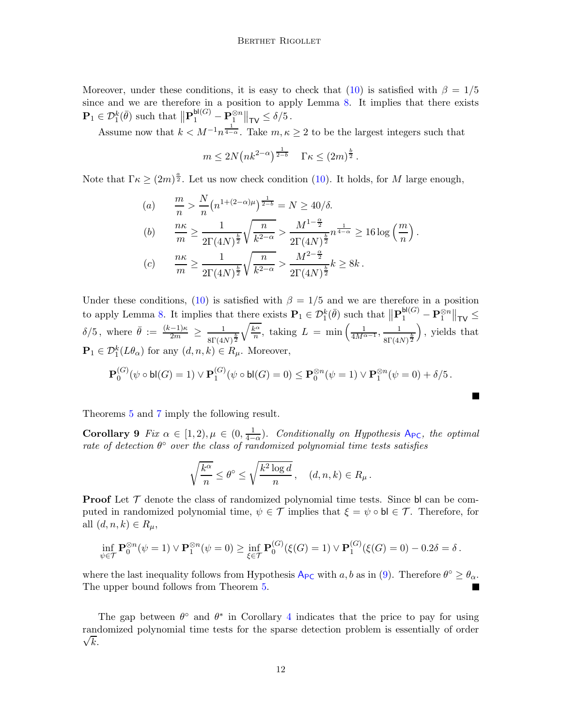Moreover, under these conditions, it is easy to check that (10) is satisfied with $\beta = 1/5$ since and we are therefore in a position to apply Lemma 8. It implies that there exists $\mathbf{P}_1 \in \mathcal{D}_1^k(\bar\theta)$ such that $\|\mathbf{P}_1^{\mathsf{bl}(G)} - \mathbf{P}_1^{\otimes n}\|_{\mathsf{TV}} \le \delta/5$.

Assume now that $k < M^{-1} n^{\frac{1}{4-\alpha}}$. Take $m, \kappa \ge 2$ to be the largest integers such that

$$m \le 2N\big(nk^{2-\alpha}\big)^{\frac{1}{2-b}} \quad \Gamma\kappa \le (2m)^{\frac{b}{2}}.$$

Note that $\Gamma\kappa \ge (2m)^{\frac{a}{2}}$. Let us now check condition (10). It holds, for $M$ large enough,

$$
\begin{aligned}
(a) &\qquad \frac{m}{n} > \frac{N}{n}\big(n^{1+(2-\alpha)\mu}\big)^{\frac{1}{2-b}} = N \ge 40/\delta. \\
(b) &\qquad \frac{n\kappa}{m} \ge \frac{1}{2\Gamma(4N)^{\frac{b}{2}}}\sqrt{\frac{n}{k^{2-\alpha}}} > \frac{M^{1-\frac{\alpha}{2}}}{2\Gamma(4N)^{\frac{b}{2}}} n^{\frac{1}{4-\alpha}} \ge 16\log\Big(\frac{m}{n}\Big). \\
(c) &\qquad \frac{n\kappa}{m} \ge \frac{1}{2\Gamma(4N)^{\frac{b}{2}}}\sqrt{\frac{n}{k^{2-\alpha}}} > \frac{M^{2-\frac{\alpha}{2}}}{2\Gamma(4N)^{\frac{b}{2}}} k \ge 8k.
\end{aligned}
$$

Under these conditions, (10) is satisfied with $\beta = 1/5$ and we are therefore in a position to apply Lemma 8. It implies that there exists $\mathbf{P}_1 \in \mathcal{D}_1^k(\bar\theta)$ such that $\|\mathbf{P}_1^{\mathsf{bl}(G)} - \mathbf{P}_1^{\otimes n}\|_{\mathsf{TV}} \le \delta/5$, where $\bar\theta := \frac{(k-1)\kappa}{2m} \ge \frac{1}{8\Gamma(4N)^{\frac{b}{2}}}\sqrt{\frac{k^\alpha}{n}}$, taking $L = \min\Big(\frac{1}{4M^{\alpha-1}}, \frac{1}{8\Gamma(4N)^{\frac{b}{2}}}\Big)$, yields that $\mathbf{P}_1 \in \mathcal{D}_1^k(L\theta_\alpha)$ for any $(d,n,k) \in R_\mu$. Moreover,

$$\mathbf{P}_0^{(G)}(\psi \circ \mathsf{bl}(G) = 1) \vee \mathbf{P}_1^{(G)}(\psi \circ \mathsf{bl}(G) = 0) \le \mathbf{P}_0^{\otimes n}(\psi = 1) \vee \mathbf{P}_1^{\otimes n}(\psi = 0) + \delta/5.$$

■

Theorems 5 and 7 imply the following result.

**Corollary 9** *Fix $\alpha \in [1,2), \mu \in (0, \frac{1}{4-\alpha})$. Conditionally on Hypothesis $\mathsf{A}_{\mathsf{PC}}$, the optimal rate of detection $\theta^\circ$ over the class of randomized polynomial time tests satisfies*

$$\sqrt{\frac{k^\alpha}{n}} \le \theta^\circ \le \sqrt{\frac{k^2\log d}{n}}, \quad (d,n,k) \in R_\mu.$$

**Proof** Let $\mathcal{T}$ denote the class of randomized polynomial time tests. Since $\mathsf{bl}$ can be computed in randomized polynomial time, $\psi \in \mathcal{T}$ implies that $\xi = \psi \circ \mathsf{bl} \in \mathcal{T}$. Therefore, for all $(d,n,k) \in R_\mu$,

$$\inf_{\psi \in \mathcal{T}} \mathbf{P}_0^{\otimes n}(\psi = 1) \vee \mathbf{P}_1^{\otimes n}(\psi = 0) \ge \inf_{\xi \in \mathcal{T}} \mathbf{P}_0^{(G)}(\xi(G) = 1) \vee \mathbf{P}_1^{(G)}(\xi(G) = 0) - 0.2\delta = \delta.$$

where the last inequality follows from Hypothesis $\mathsf{A}_{\mathsf{PC}}$ with $a, b$ as in (9). Therefore $\theta^\circ \ge \theta_\alpha$. The upper bound follows from Theorem 5. ■

The gap between $\theta^\circ$ and $\theta^*$ in Corollary 4 indicates that the price to pay for using randomized polynomial time tests for the sparse detection problem is essentially of order $\sqrt{k}$.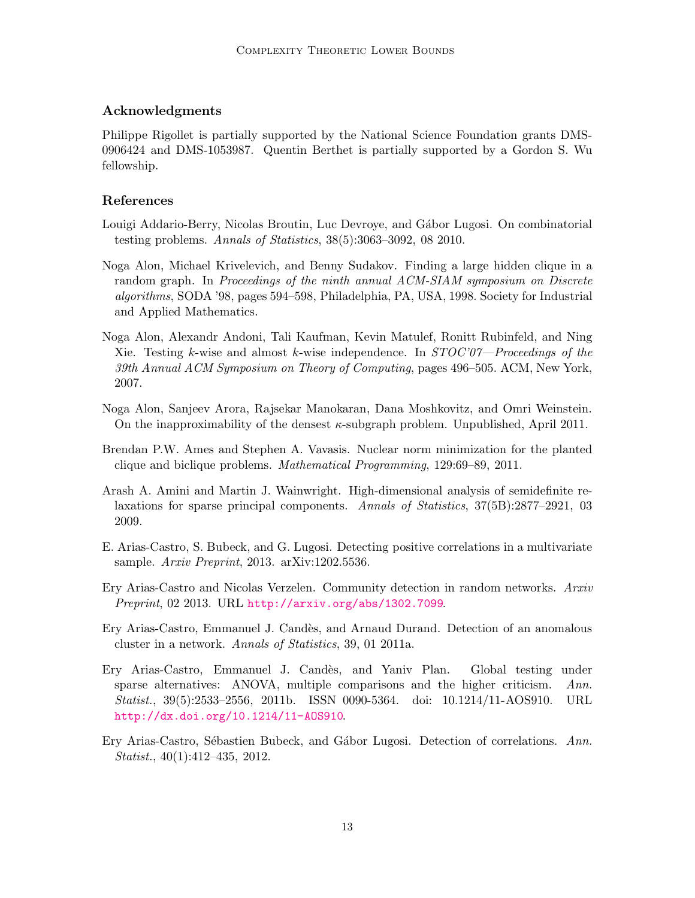## Acknowledgments

Philippe Rigollet is partially supported by the National Science Foundation grants DMS-0906424 and DMS-1053987. Quentin Berthet is partially supported by a Gordon S. Wu fellowship.

## References

Louigi Addario-Berry, Nicolas Broutin, Luc Devroye, and Gábor Lugosi. On combinatorial testing problems. *Annals of Statistics*, 38(5):3063–3092, 08 2010.

Noga Alon, Michael Krivelevich, and Benny Sudakov. Finding a large hidden clique in a random graph. In *Proceedings of the ninth annual ACM-SIAM symposium on Discrete algorithms*, SODA '98, pages 594–598, Philadelphia, PA, USA, 1998. Society for Industrial and Applied Mathematics.

Noga Alon, Alexandr Andoni, Tali Kaufman, Kevin Matulef, Ronitt Rubinfeld, and Ning Xie. Testing $k$-wise and almost $k$-wise independence. In *STOC'07—Proceedings of the 39th Annual ACM Symposium on Theory of Computing*, pages 496–505. ACM, New York, 2007.

Noga Alon, Sanjeev Arora, Rajsekar Manokaran, Dana Moshkovitz, and Omri Weinstein. On the inapproximability of the densest $\kappa$-subgraph problem. Unpublished, April 2011.

Brendan P.W. Ames and Stephen A. Vavasis. Nuclear norm minimization for the planted clique and biclique problems. *Mathematical Programming*, 129:69–89, 2011.

Arash A. Amini and Martin J. Wainwright. High-dimensional analysis of semidefinite relaxations for sparse principal components. *Annals of Statistics*, 37(5B):2877–2921, 03 2009.

E. Arias-Castro, S. Bubeck, and G. Lugosi. Detecting positive correlations in a multivariate sample. *Arxiv Preprint*, 2013. arXiv:1202.5536.

Ery Arias-Castro and Nicolas Verzelen. Community detection in random networks. *Arxiv Preprint*, 02 2013. URL http://arxiv.org/abs/1302.7099.

Ery Arias-Castro, Emmanuel J. Candès, and Arnaud Durand. Detection of an anomalous cluster in a network. *Annals of Statistics*, 39, 01 2011a.

Ery Arias-Castro, Emmanuel J. Candès, and Yaniv Plan. Global testing under sparse alternatives: ANOVA, multiple comparisons and the higher criticism. *Ann. Statist.*, 39(5):2533–2556, 2011b. ISSN 0090-5364. doi: 10.1214/11-AOS910. URL http://dx.doi.org/10.1214/11-AOS910.

Ery Arias-Castro, Sébastien Bubeck, and Gábor Lugosi. Detection of correlations. *Ann. Statist.*, 40(1):412–435, 2012.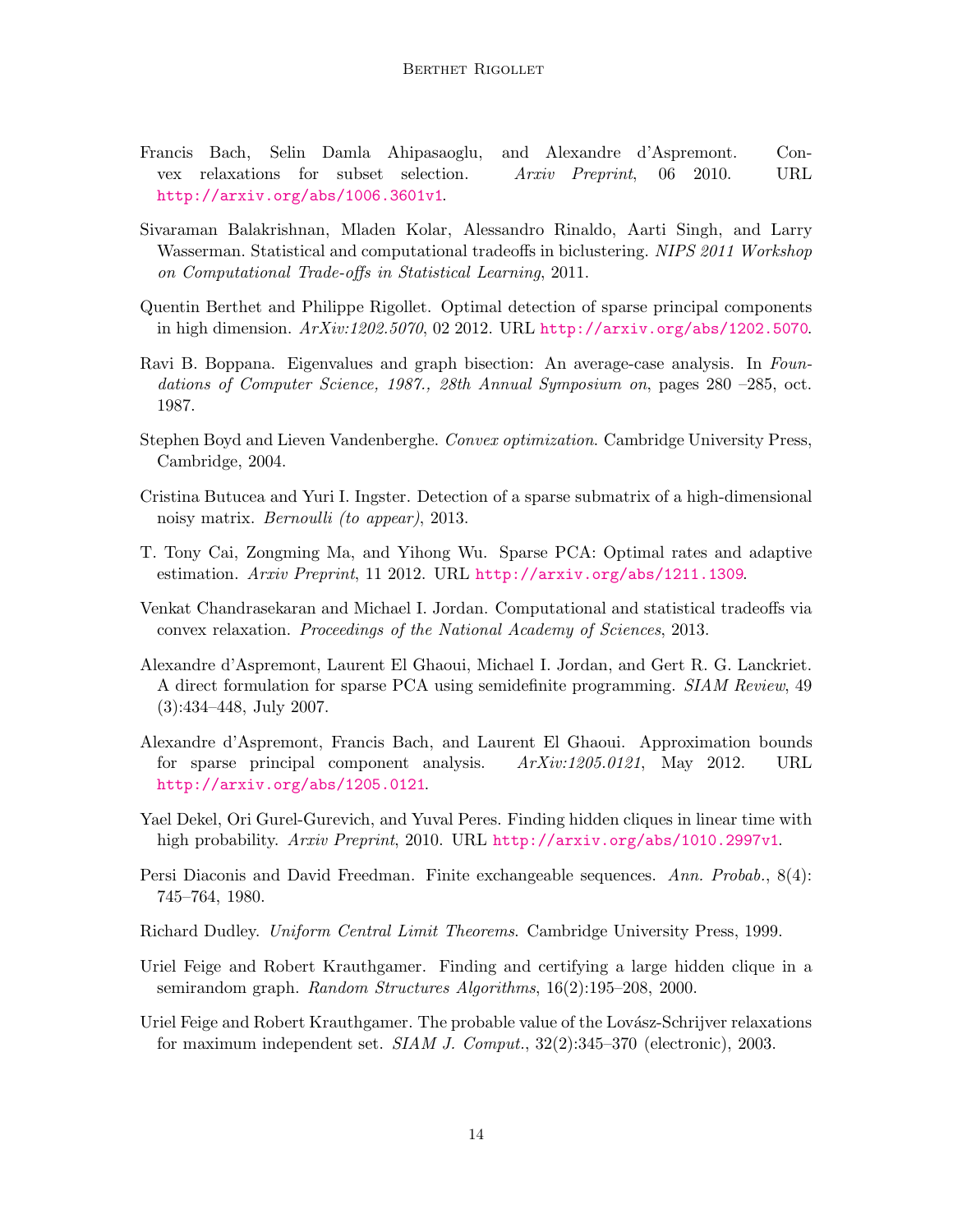Francis Bach, Selin Damla Ahipasaoglu, and Alexandre d'Aspremont. Convex relaxations for subset selection. *Arxiv Preprint*, 06 2010. URL http://arxiv.org/abs/1006.3601v1.

Sivaraman Balakrishnan, Mladen Kolar, Alessandro Rinaldo, Aarti Singh, and Larry Wasserman. Statistical and computational tradeoffs in biclustering. *NIPS 2011 Workshop on Computational Trade-offs in Statistical Learning*, 2011.

Quentin Berthet and Philippe Rigollet. Optimal detection of sparse principal components in high dimension. *ArXiv:1202.5070*, 02 2012. URL http://arxiv.org/abs/1202.5070.

Ravi B. Boppana. Eigenvalues and graph bisection: An average-case analysis. In *Foundations of Computer Science, 1987., 28th Annual Symposium on*, pages 280 –285, oct. 1987.

Stephen Boyd and Lieven Vandenberghe. *Convex optimization*. Cambridge University Press, Cambridge, 2004.

Cristina Butucea and Yuri I. Ingster. Detection of a sparse submatrix of a high-dimensional noisy matrix. *Bernoulli (to appear)*, 2013.

T. Tony Cai, Zongming Ma, and Yihong Wu. Sparse PCA: Optimal rates and adaptive estimation. *Arxiv Preprint*, 11 2012. URL http://arxiv.org/abs/1211.1309.

Venkat Chandrasekaran and Michael I. Jordan. Computational and statistical tradeoffs via convex relaxation. *Proceedings of the National Academy of Sciences*, 2013.

Alexandre d'Aspremont, Laurent El Ghaoui, Michael I. Jordan, and Gert R. G. Lanckriet. A direct formulation for sparse PCA using semidefinite programming. *SIAM Review*, 49 (3):434–448, July 2007.

Alexandre d'Aspremont, Francis Bach, and Laurent El Ghaoui. Approximation bounds for sparse principal component analysis. *ArXiv:1205.0121*, May 2012. URL http://arxiv.org/abs/1205.0121.

Yael Dekel, Ori Gurel-Gurevich, and Yuval Peres. Finding hidden cliques in linear time with high probability. *Arxiv Preprint*, 2010. URL http://arxiv.org/abs/1010.2997v1.

Persi Diaconis and David Freedman. Finite exchangeable sequences. *Ann. Probab.*, 8(4): 745–764, 1980.

Richard Dudley. *Uniform Central Limit Theorems*. Cambridge University Press, 1999.

Uriel Feige and Robert Krauthgamer. Finding and certifying a large hidden clique in a semirandom graph. *Random Structures Algorithms*, 16(2):195–208, 2000.

Uriel Feige and Robert Krauthgamer. The probable value of the Lovász-Schrijver relaxations for maximum independent set. *SIAM J. Comput.*, 32(2):345–370 (electronic), 2003.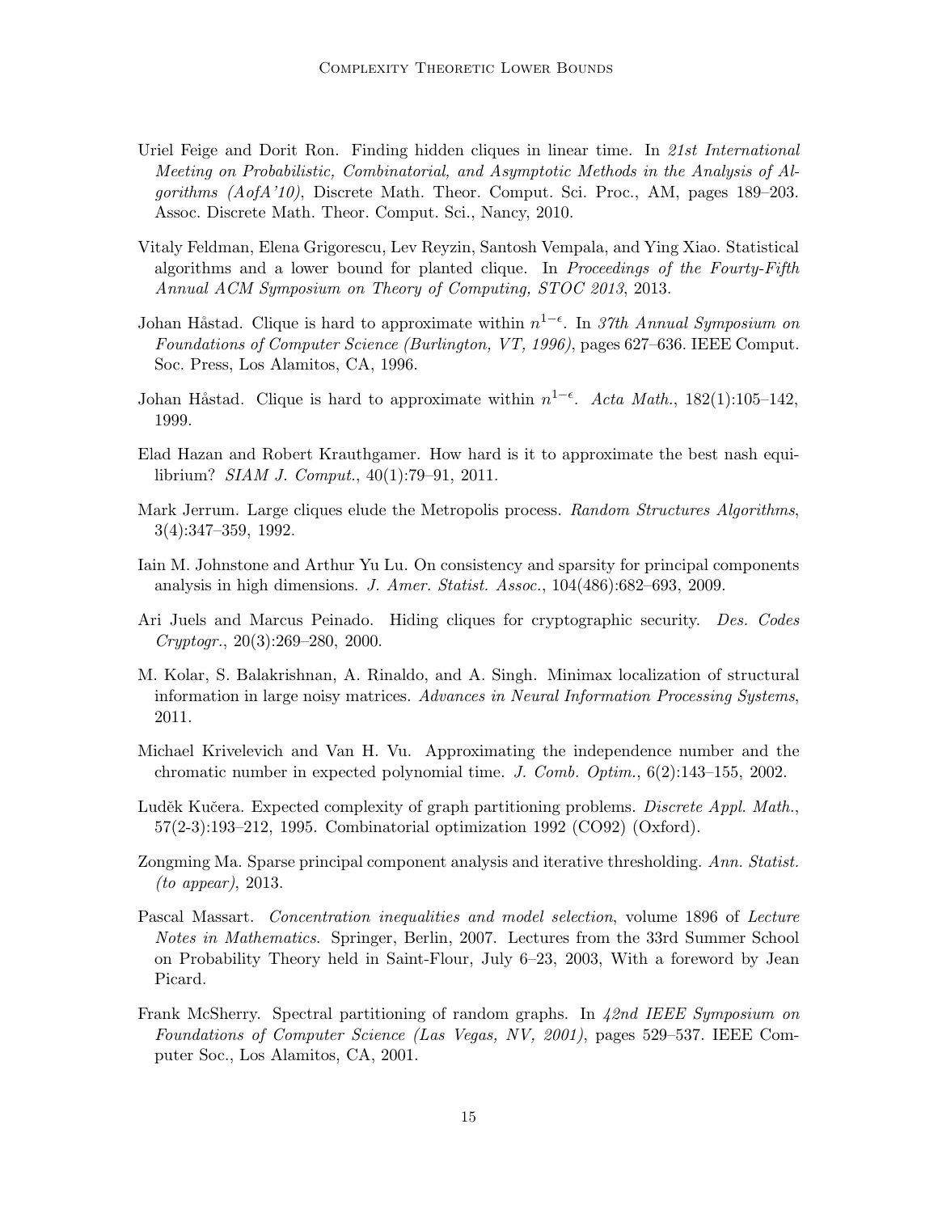Uriel Feige and Dorit Ron. Finding hidden cliques in linear time. In *21st International Meeting on Probabilistic, Combinatorial, and Asymptotic Methods in the Analysis of Algorithms (AofA'10)*, Discrete Math. Theor. Comput. Sci. Proc., AM, pages 189–203. Assoc. Discrete Math. Theor. Comput. Sci., Nancy, 2010.

Vitaly Feldman, Elena Grigorescu, Lev Reyzin, Santosh Vempala, and Ying Xiao. Statistical algorithms and a lower bound for planted clique. In *Proceedings of the Fourty-Fifth Annual ACM Symposium on Theory of Computing, STOC 2013*, 2013.

Johan Håstad. Clique is hard to approximate within $n^{1-\epsilon}$. In *37th Annual Symposium on Foundations of Computer Science (Burlington, VT, 1996)*, pages 627–636. IEEE Comput. Soc. Press, Los Alamitos, CA, 1996.

Johan Håstad. Clique is hard to approximate within $n^{1-\epsilon}$. *Acta Math.*, 182(1):105–142, 1999.

Elad Hazan and Robert Krauthgamer. How hard is it to approximate the best nash equilibrium? *SIAM J. Comput.*, 40(1):79–91, 2011.

Mark Jerrum. Large cliques elude the Metropolis process. *Random Structures Algorithms*, 3(4):347–359, 1992.

Iain M. Johnstone and Arthur Yu Lu. On consistency and sparsity for principal components analysis in high dimensions. *J. Amer. Statist. Assoc.*, 104(486):682–693, 2009.

Ari Juels and Marcus Peinado. Hiding cliques for cryptographic security. *Des. Codes Cryptogr.*, 20(3):269–280, 2000.

M. Kolar, S. Balakrishnan, A. Rinaldo, and A. Singh. Minimax localization of structural information in large noisy matrices. *Advances in Neural Information Processing Systems*, 2011.

Michael Krivelevich and Van H. Vu. Approximating the independence number and the chromatic number in expected polynomial time. *J. Comb. Optim.*, 6(2):143–155, 2002.

Luděk Kučera. Expected complexity of graph partitioning problems. *Discrete Appl. Math.*, 57(2-3):193–212, 1995. Combinatorial optimization 1992 (CO92) (Oxford).

Zongming Ma. Sparse principal component analysis and iterative thresholding. *Ann. Statist. (to appear)*, 2013.

Pascal Massart. *Concentration inequalities and model selection*, volume 1896 of *Lecture Notes in Mathematics*. Springer, Berlin, 2007. Lectures from the 33rd Summer School on Probability Theory held in Saint-Flour, July 6–23, 2003, With a foreword by Jean Picard.

Frank McSherry. Spectral partitioning of random graphs. In *42nd IEEE Symposium on Foundations of Computer Science (Las Vegas, NV, 2001)*, pages 529–537. IEEE Computer Soc., Los Alamitos, CA, 2001.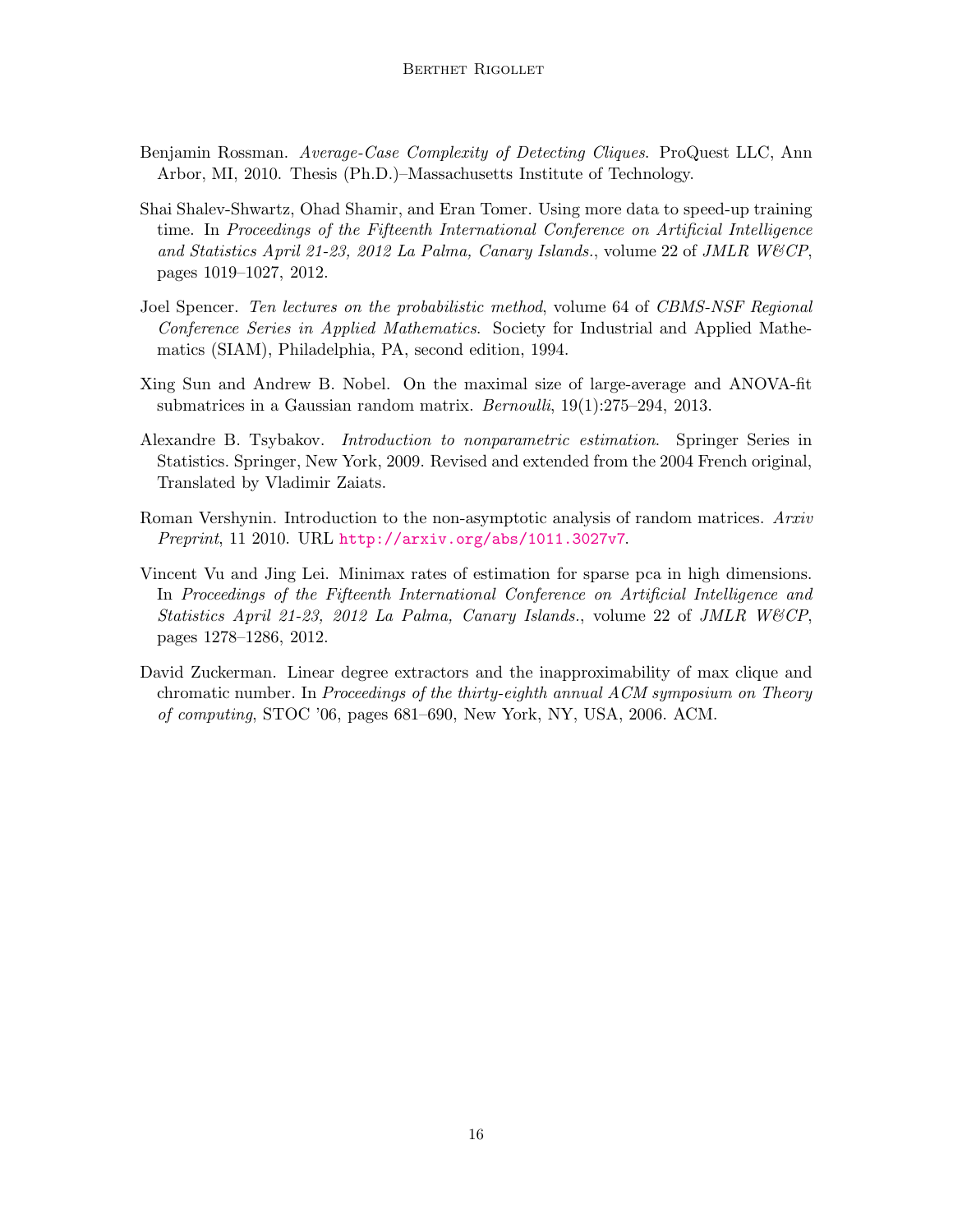Benjamin Rossman. *Average-Case Complexity of Detecting Cliques*. ProQuest LLC, Ann Arbor, MI, 2010. Thesis (Ph.D.)–Massachusetts Institute of Technology.

Shai Shalev-Shwartz, Ohad Shamir, and Eran Tomer. Using more data to speed-up training time. In *Proceedings of the Fifteenth International Conference on Artificial Intelligence and Statistics April 21-23, 2012 La Palma, Canary Islands.*, volume 22 of *JMLR W&CP*, pages 1019–1027, 2012.

Joel Spencer. *Ten lectures on the probabilistic method*, volume 64 of *CBMS-NSF Regional Conference Series in Applied Mathematics*. Society for Industrial and Applied Mathematics (SIAM), Philadelphia, PA, second edition, 1994.

Xing Sun and Andrew B. Nobel. On the maximal size of large-average and ANOVA-fit submatrices in a Gaussian random matrix. *Bernoulli*, 19(1):275–294, 2013.

Alexandre B. Tsybakov. *Introduction to nonparametric estimation*. Springer Series in Statistics. Springer, New York, 2009. Revised and extended from the 2004 French original, Translated by Vladimir Zaiats.

Roman Vershynin. Introduction to the non-asymptotic analysis of random matrices. *Arxiv Preprint*, 11 2010. URL http://arxiv.org/abs/1011.3027v7.

Vincent Vu and Jing Lei. Minimax rates of estimation for sparse pca in high dimensions. In *Proceedings of the Fifteenth International Conference on Artificial Intelligence and Statistics April 21-23, 2012 La Palma, Canary Islands.*, volume 22 of *JMLR W&CP*, pages 1278–1286, 2012.

David Zuckerman. Linear degree extractors and the inapproximability of max clique and chromatic number. In *Proceedings of the thirty-eighth annual ACM symposium on Theory of computing*, STOC '06, pages 681–690, New York, NY, USA, 2006. ACM.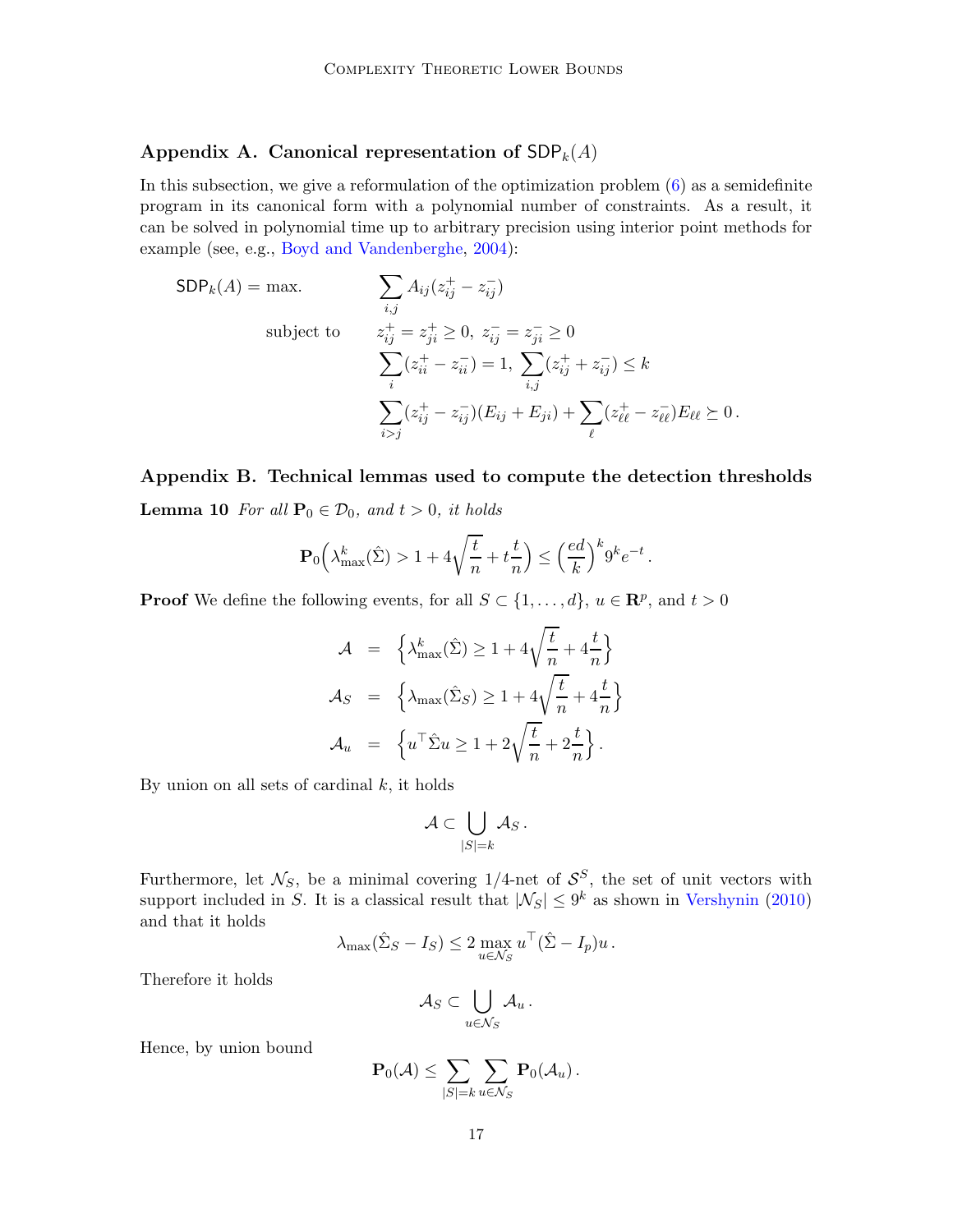## Appendix A. Canonical representation of $\mathsf{SDP}_k(A)$

In this subsection, we give a reformulation of the optimization problem (6) as a semidefinite program in its canonical form with a polynomial number of constraints. As a result, it can be solved in polynomial time up to arbitrary precision using interior point methods for example (see, e.g., Boyd and Vandenberghe, 2004):

$$
\begin{aligned}
\mathsf{SDP}_k(A) = \max. \qquad & \sum_{i,j} A_{ij}(z_{ij}^+ - z_{ij}^-) \\
\text{subject to} \qquad & z_{ij}^+ = z_{ji}^+ \geq 0,\ z_{ij}^- = z_{ji}^- \geq 0 \\
& \sum_i (z_{ii}^+ - z_{ii}^-) = 1,\ \sum_{i,j}(z_{ij}^+ + z_{ij}^-) \leq k \\
& \sum_{i>j}(z_{ij}^+ - z_{ij}^-)(E_{ij} + E_{ji}) + \sum_\ell (z_{\ell\ell}^+ - z_{\ell\ell}^-)E_{\ell\ell} \succeq 0\,.
\end{aligned}
$$

## Appendix B. Technical lemmas used to compute the detection thresholds

**Lemma 10** *For all $\mathbf{P}_0 \in \mathcal{D}_0$, and $t > 0$, it holds*

$$
\mathbf{P}_0\Big(\lambda_{\max}^k(\hat{\Sigma}) > 1 + 4\sqrt{\frac{t}{n}} + t\frac{t}{n}\Big) \leq \Big(\frac{ed}{k}\Big)^k 9^k e^{-t}\,.
$$

**Proof** We define the following events, for all $S \subset \{1, \ldots, d\}$, $u \in \mathbf{R}^p$, and $t > 0$

$$
\begin{aligned}
\mathcal{A} &= \Big\{\lambda_{\max}^k(\hat{\Sigma}) \geq 1 + 4\sqrt{\frac{t}{n}} + 4\frac{t}{n}\Big\} \\
\mathcal{A}_S &= \Big\{\lambda_{\max}(\hat{\Sigma}_S) \geq 1 + 4\sqrt{\frac{t}{n}} + 4\frac{t}{n}\Big\} \\
\mathcal{A}_u &= \Big\{u^\top \hat{\Sigma} u \geq 1 + 2\sqrt{\frac{t}{n}} + 2\frac{t}{n}\Big\}\,.
\end{aligned}
$$

By union on all sets of cardinal $k$, it holds

$$
\mathcal{A} \subset \bigcup_{|S|=k} \mathcal{A}_S\,.
$$

Furthermore, let $\mathcal{N}_S$, be a minimal covering 1/4-net of $\mathcal{S}^S$, the set of unit vectors with support included in $S$. It is a classical result that $|\mathcal{N}_S| \leq 9^k$ as shown in Vershynin (2010) and that it holds

$$
\lambda_{\max}(\hat{\Sigma}_S - I_S) \leq 2 \max_{u \in \mathcal{N}_S} u^\top(\hat{\Sigma} - I_p)u\,.
$$

Therefore it holds

$$
\mathcal{A}_S \subset \bigcup_{u \in \mathcal{N}_S} \mathcal{A}_u\,.
$$

Hence, by union bound

$$
\mathbf{P}_0(\mathcal{A}) \leq \sum_{|S|=k} \sum_{u \in \mathcal{N}_S} \mathbf{P}_0(\mathcal{A}_u)\,.
$$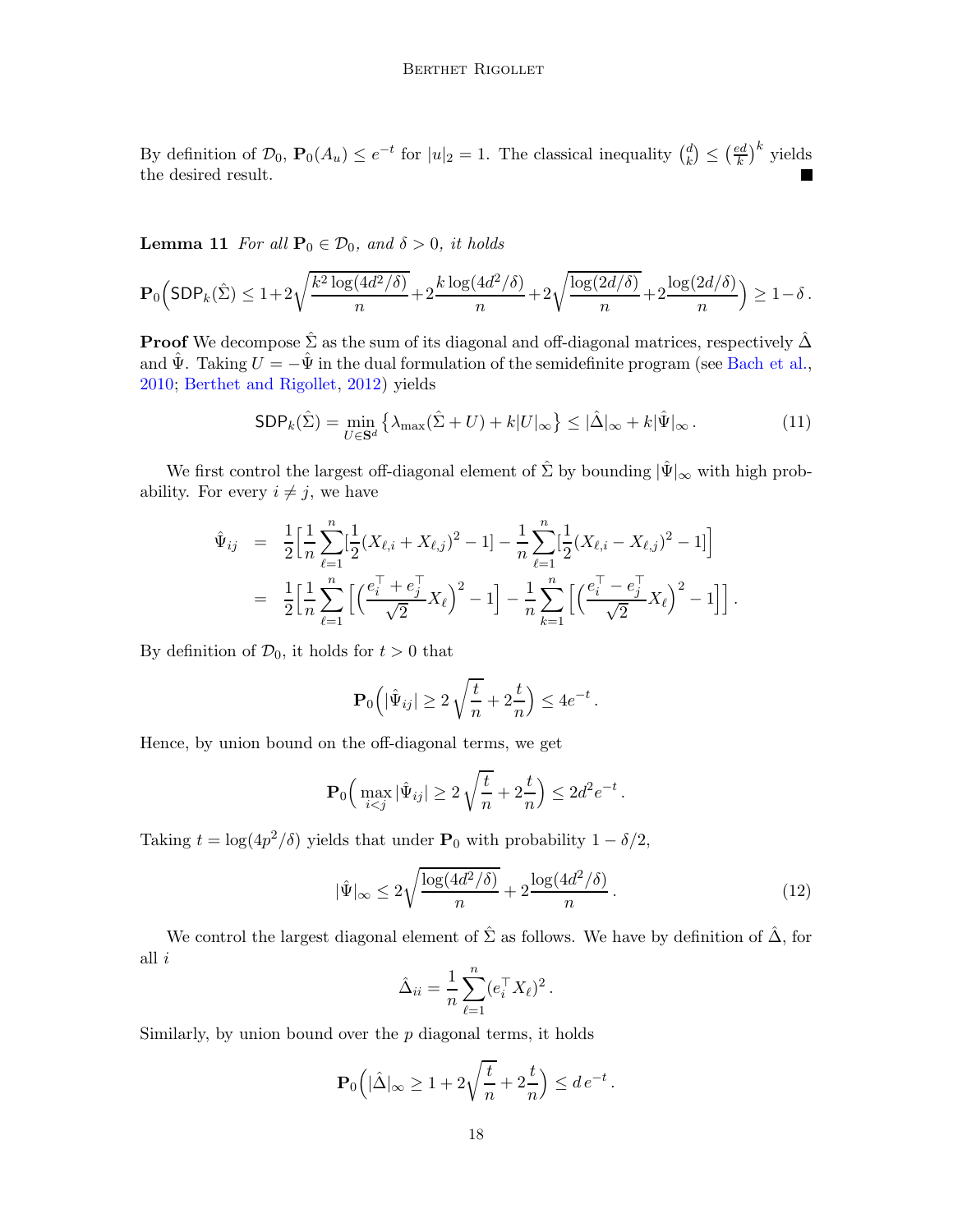By definition of $\mathcal{D}_0$, $\mathbf{P}_0(A_u) \le e^{-t}$ for $|u|_2 = 1$. The classical inequality $\binom{d}{k} \le \left(\frac{ed}{k}\right)^k$ yields the desired result. ■

**Lemma 11** *For all $\mathbf{P}_0 \in \mathcal{D}_0$, and $\delta > 0$, it holds*

$$
\mathbf{P}_0\Big(\mathsf{SDP}_k(\hat\Sigma) \le 1 + 2\sqrt{\frac{k^2\log(4d^2/\delta)}{n}} + 2\frac{k\log(4d^2/\delta)}{n} + 2\sqrt{\frac{\log(2d/\delta)}{n}} + 2\frac{\log(2d/\delta)}{n}\Big) \ge 1 - \delta\,.
$$

**Proof** We decompose $\hat\Sigma$ as the sum of its diagonal and off-diagonal matrices, respectively $\hat\Delta$ and $\hat\Psi$. Taking $U = -\hat\Psi$ in the dual formulation of the semidefinite program (see Bach et al., 2010; Berthet and Rigollet, 2012) yields

$$
\mathsf{SDP}_k(\hat\Sigma) = \min_{U \in \mathbf{S}^d}\big\{\lambda_{\max}(\hat\Sigma + U) + k|U|_\infty\big\} \le |\hat\Delta|_\infty + k|\hat\Psi|_\infty\,. \tag{11}
$$

We first control the largest off-diagonal element of $\hat\Sigma$ by bounding $|\hat\Psi|_\infty$ with high probability. For every $i \ne j$, we have

$$
\begin{aligned}
\hat\Psi_{ij} &= \frac{1}{2}\Big[\frac{1}{n}\sum_{\ell=1}^n\big[\frac{1}{2}(X_{\ell,i} + X_{\ell,j})^2 - 1\big] - \frac{1}{n}\sum_{\ell=1}^n\big[\frac{1}{2}(X_{\ell,i} - X_{\ell,j})^2 - 1\big]\Big] \\
&= \frac{1}{2}\Big[\frac{1}{n}\sum_{\ell=1}^n\Big[\Big(\frac{e_i^\top + e_j^\top}{\sqrt{2}}X_\ell\Big)^2 - 1\Big] - \frac{1}{n}\sum_{k=1}^n\Big[\Big(\frac{e_i^\top - e_j^\top}{\sqrt{2}}X_\ell\Big)^2 - 1\Big]\Big]\,.
\end{aligned}
$$

By definition of $\mathcal{D}_0$, it holds for $t > 0$ that

$$
\mathbf{P}_0\Big(|\hat\Psi_{ij}| \ge 2\sqrt{\frac{t}{n}} + 2\frac{t}{n}\Big) \le 4e^{-t}\,.
$$

Hence, by union bound on the off-diagonal terms, we get

$$
\mathbf{P}_0\Big(\max_{i<j}|\hat\Psi_{ij}| \ge 2\sqrt{\frac{t}{n}} + 2\frac{t}{n}\Big) \le 2d^2e^{-t}\,.
$$

Taking $t = \log(4p^2/\delta)$ yields that under $\mathbf{P}_0$ with probability $1 - \delta/2$,

$$
|\hat\Psi|_\infty \le 2\sqrt{\frac{\log(4d^2/\delta)}{n}} + 2\frac{\log(4d^2/\delta)}{n}\,. \tag{12}
$$

We control the largest diagonal element of $\hat\Sigma$ as follows. We have by definition of $\hat\Delta$, for all $i$

$$
\hat\Delta_{ii} = \frac{1}{n}\sum_{\ell=1}^n(e_i^\top X_\ell)^2\,.
$$

Similarly, by union bound over the $p$ diagonal terms, it holds

$$
\mathbf{P}_0\Big(|\hat\Delta|_\infty \ge 1 + 2\sqrt{\frac{t}{n}} + 2\frac{t}{n}\Big) \le d\,e^{-t}\,.
$$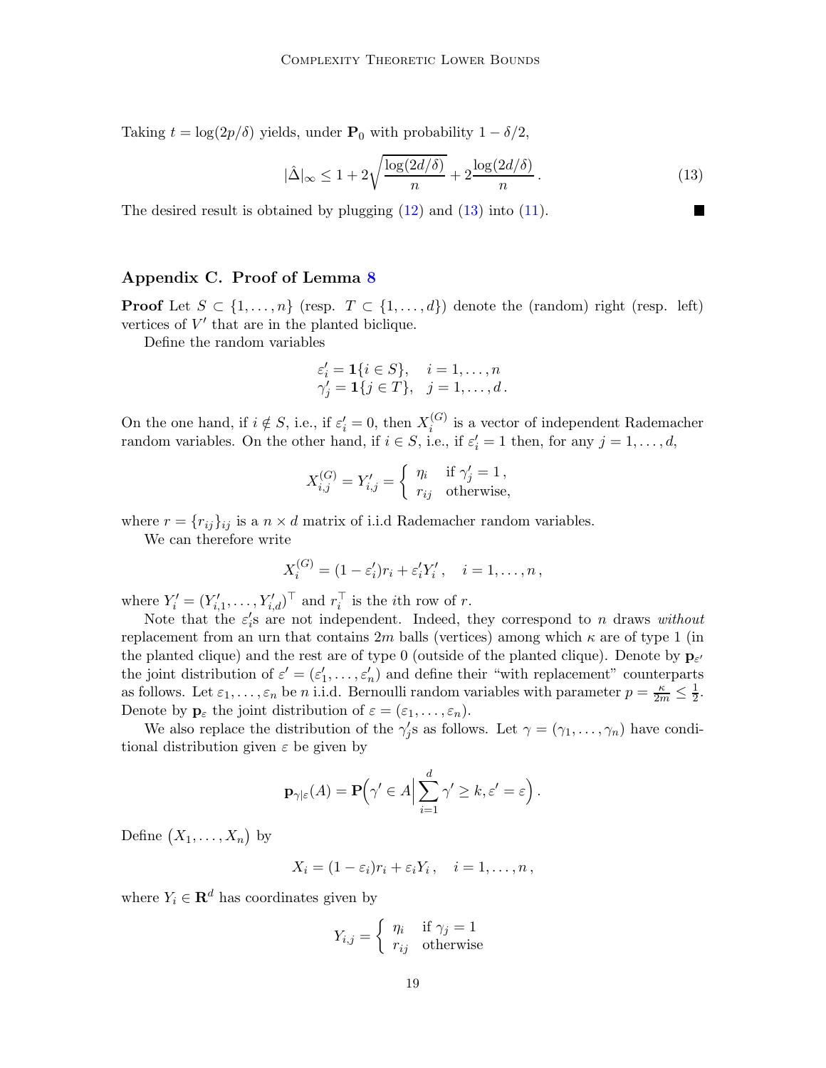Taking $t = \log(2p/\delta)$ yields, under $\mathbf{P}_0$ with probability $1 - \delta/2$,

$$|\hat{\Delta}|_\infty \leq 1 + 2\sqrt{\frac{\log(2d/\delta)}{n}} + 2\frac{\log(2d/\delta)}{n}\,. \tag{13}$$

The desired result is obtained by plugging (12) and (13) into (11). ∎

## Appendix C. Proof of Lemma 8

**Proof** Let $S \subset \{1, \ldots, n\}$ (resp. $T \subset \{1, \ldots, d\}$) denote the (random) right (resp. left) vertices of $V'$ that are in the planted biclique.

Define the random variables

$$\begin{aligned}
\varepsilon'_i &= \mathbf{1}\{i \in S\}, \quad i = 1, \ldots, n \\
\gamma'_j &= \mathbf{1}\{j \in T\}, \quad j = 1, \ldots, d\,.
\end{aligned}$$

On the one hand, if $i \notin S$, i.e., if $\varepsilon'_i = 0$, then $X_i^{(G)}$ is a vector of independent Rademacher random variables. On the other hand, if $i \in S$, i.e., if $\varepsilon'_i = 1$ then, for any $j = 1, \ldots, d$,

$$X_{i,j}^{(G)} = Y'_{i,j} = \begin{cases} \eta_i & \text{if } \gamma'_j = 1\,, \\ r_{ij} & \text{otherwise,} \end{cases}$$

where $r = \{r_{ij}\}_{ij}$ is a $n \times d$ matrix of i.i.d Rademacher random variables.

We can therefore write

$$X_i^{(G)} = (1 - \varepsilon'_i) r_i + \varepsilon'_i Y'_i\,, \quad i = 1, \ldots, n\,,$$

where $Y'_i = (Y'_{i,1}, \ldots, Y'_{i,d})^\top$ and $r_i^\top$ is the $i$th row of $r$.

Note that the $\varepsilon'_i$s are not independent. Indeed, they correspond to $n$ draws *without* replacement from an urn that contains $2m$ balls (vertices) among which $\kappa$ are of type 1 (in the planted clique) and the rest are of type 0 (outside of the planted clique). Denote by $\mathbf{p}_{\varepsilon'}$ the joint distribution of $\varepsilon' = (\varepsilon'_1, \ldots, \varepsilon'_n)$ and define their "with replacement" counterparts as follows. Let $\varepsilon_1, \ldots, \varepsilon_n$ be $n$ i.i.d. Bernoulli random variables with parameter $p = \frac{\kappa}{2m} \leq \frac{1}{2}$. Denote by $\mathbf{p}_\varepsilon$ the joint distribution of $\varepsilon = (\varepsilon_1, \ldots, \varepsilon_n)$.

We also replace the distribution of the $\gamma'_j$s as follows. Let $\gamma = (\gamma_1, \ldots, \gamma_n)$ have conditional distribution given $\varepsilon$ be given by

$$\mathbf{p}_{\gamma|\varepsilon}(A) = \mathbf{P}\Big(\gamma' \in A \Big| \sum_{i=1}^d \gamma' \geq k, \varepsilon' = \varepsilon\Big)\,.$$

Define $\big(X_1, \ldots, X_n\big)$ by

$$X_i = (1 - \varepsilon_i) r_i + \varepsilon_i Y_i\,, \quad i = 1, \ldots, n\,,$$

where $Y_i \in \mathbf{R}^d$ has coordinates given by

$$Y_{i,j} = \begin{cases} \eta_i & \text{if } \gamma_j = 1 \\ r_{ij} & \text{otherwise} \end{cases}$$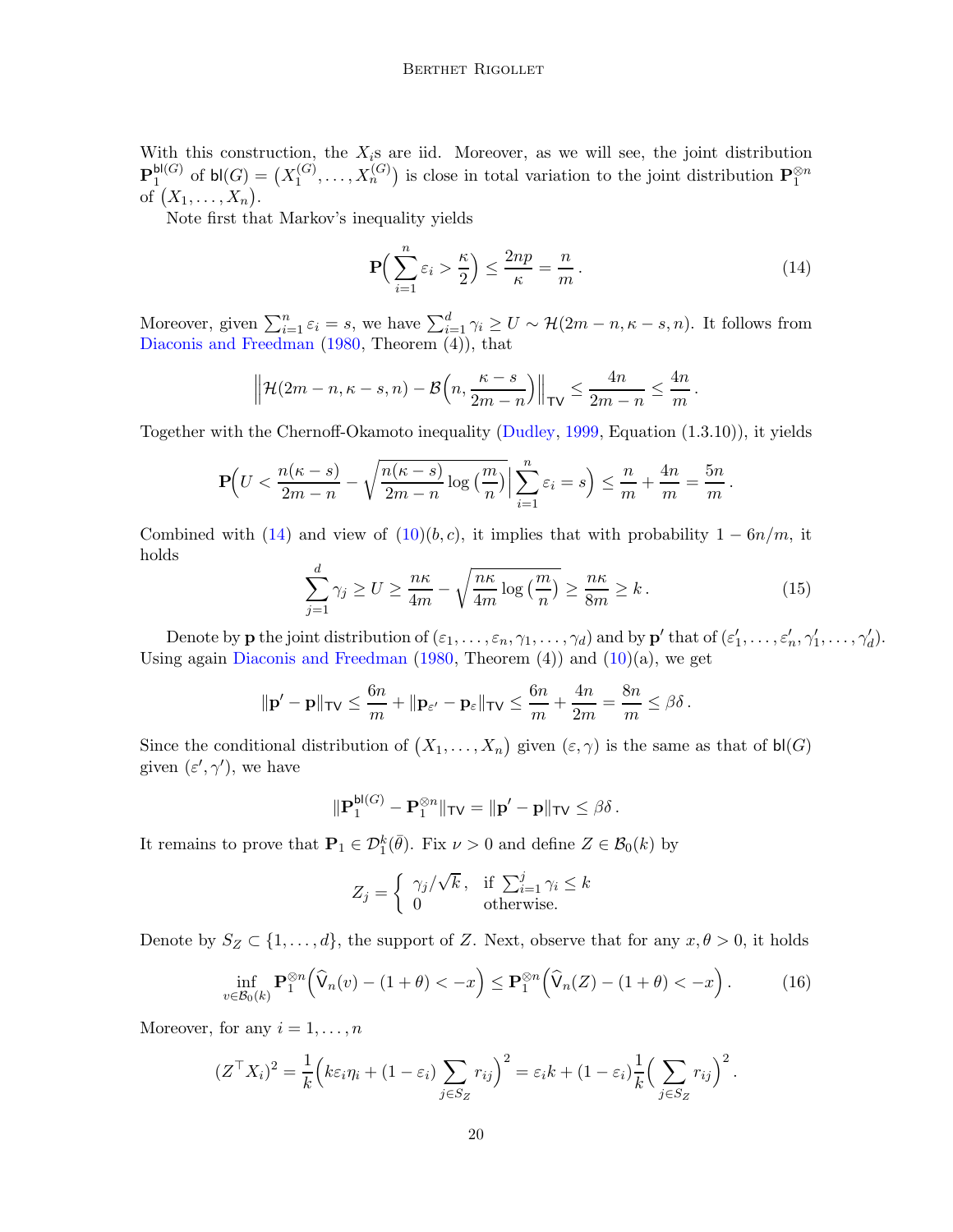With this construction, the $X_i$s are iid. Moreover, as we will see, the joint distribution $\mathbf{P}_1^{\mathsf{bl}(G)}$ of $\mathsf{bl}(G) = \big(X_1^{(G)}, \dots, X_n^{(G)}\big)$ is close in total variation to the joint distribution $\mathbf{P}_1^{\otimes n}$ of $\big(X_1, \dots, X_n\big)$.

Note first that Markov's inequality yields

$$
\mathbf{P}\Big(\sum_{i=1}^{n} \varepsilon_i > \frac{\kappa}{2}\Big) \le \frac{2np}{\kappa} = \frac{n}{m}\,. \tag{14}
$$

Moreover, given $\sum_{i=1}^n \varepsilon_i = s$, we have $\sum_{i=1}^d \gamma_i \ge U \sim \mathcal{H}(2m-n, \kappa - s, n)$. It follows from Diaconis and Freedman (1980, Theorem (4)), that

$$
\Big\|\mathcal{H}(2m-n, \kappa - s, n) - \mathcal{B}\Big(n, \frac{\kappa - s}{2m-n}\Big)\Big\|_{\mathsf{TV}} \le \frac{4n}{2m-n} \le \frac{4n}{m}\,.
$$

Together with the Chernoff-Okamoto inequality (Dudley, 1999, Equation (1.3.10)), it yields

$$
\mathbf{P}\Big(U < \frac{n(\kappa - s)}{2m-n} - \sqrt{\frac{n(\kappa-s)}{2m-n}\log\big(\frac{m}{n}\big)}\,\Big|\sum_{i=1}^n \varepsilon_i = s\Big) \le \frac{n}{m} + \frac{4n}{m} = \frac{5n}{m}\,.
$$

Combined with (14) and view of (10)$(b,c)$, it implies that with probability $1 - 6n/m$, it holds

$$
\sum_{j=1}^{d} \gamma_j \ge U \ge \frac{n\kappa}{4m} - \sqrt{\frac{n\kappa}{4m}\log\big(\frac{m}{n}\big)} \ge \frac{n\kappa}{8m} \ge k\,. \tag{15}
$$

Denote by $\mathbf{p}$ the joint distribution of $(\varepsilon_1, \dots, \varepsilon_n, \gamma_1, \dots, \gamma_d)$ and by $\mathbf{p}'$ that of $(\varepsilon_1', \dots, \varepsilon_n', \gamma_1', \dots, \gamma_d')$. Using again Diaconis and Freedman (1980, Theorem (4)) and (10)(a), we get

$$
\|\mathbf{p}' - \mathbf{p}\|_{\mathsf{TV}} \le \frac{6n}{m} + \|\mathbf{p}_{\varepsilon'} - \mathbf{p}_{\varepsilon}\|_{\mathsf{TV}} \le \frac{6n}{m} + \frac{4n}{2m} = \frac{8n}{m} \le \beta\delta\,.
$$

Since the conditional distribution of $\big(X_1, \dots, X_n\big)$ given $(\varepsilon, \gamma)$ is the same as that of $\mathsf{bl}(G)$ given $(\varepsilon', \gamma')$, we have

$$
\|\mathbf{P}_1^{\mathsf{bl}(G)} - \mathbf{P}_1^{\otimes n}\|_{\mathsf{TV}} = \|\mathbf{p}' - \mathbf{p}\|_{\mathsf{TV}} \le \beta\delta\,.
$$

It remains to prove that $\mathbf{P}_1 \in \mathcal{D}_1^k(\bar\theta)$. Fix $\nu > 0$ and define $Z \in \mathcal{B}_0(k)$ by

$$
Z_j = \begin{cases} \gamma_j/\sqrt{k}\,, & \text{if } \sum_{i=1}^j \gamma_i \le k \\ 0 & \text{otherwise.} \end{cases}
$$

Denote by $S_Z \subset \{1, \dots, d\}$, the support of $Z$. Next, observe that for any $x, \theta > 0$, it holds

$$
\inf_{v \in \mathcal{B}_0(k)} \mathbf{P}_1^{\otimes n}\Big(\widehat{\mathsf{V}}_n(v) - (1+\theta) < -x\Big) \le \mathbf{P}_1^{\otimes n}\Big(\widehat{\mathsf{V}}_n(Z) - (1+\theta) < -x\Big)\,. \tag{16}
$$

Moreover, for any $i = 1, \dots, n$

$$
(Z^\top X_i)^2 = \frac{1}{k}\Big(k\varepsilon_i\eta_i + (1-\varepsilon_i)\sum_{j \in S_Z} r_{ij}\Big)^2 = \varepsilon_i k + (1-\varepsilon_i)\frac{1}{k}\Big(\sum_{j\in S_Z} r_{ij}\Big)^2\,.
$$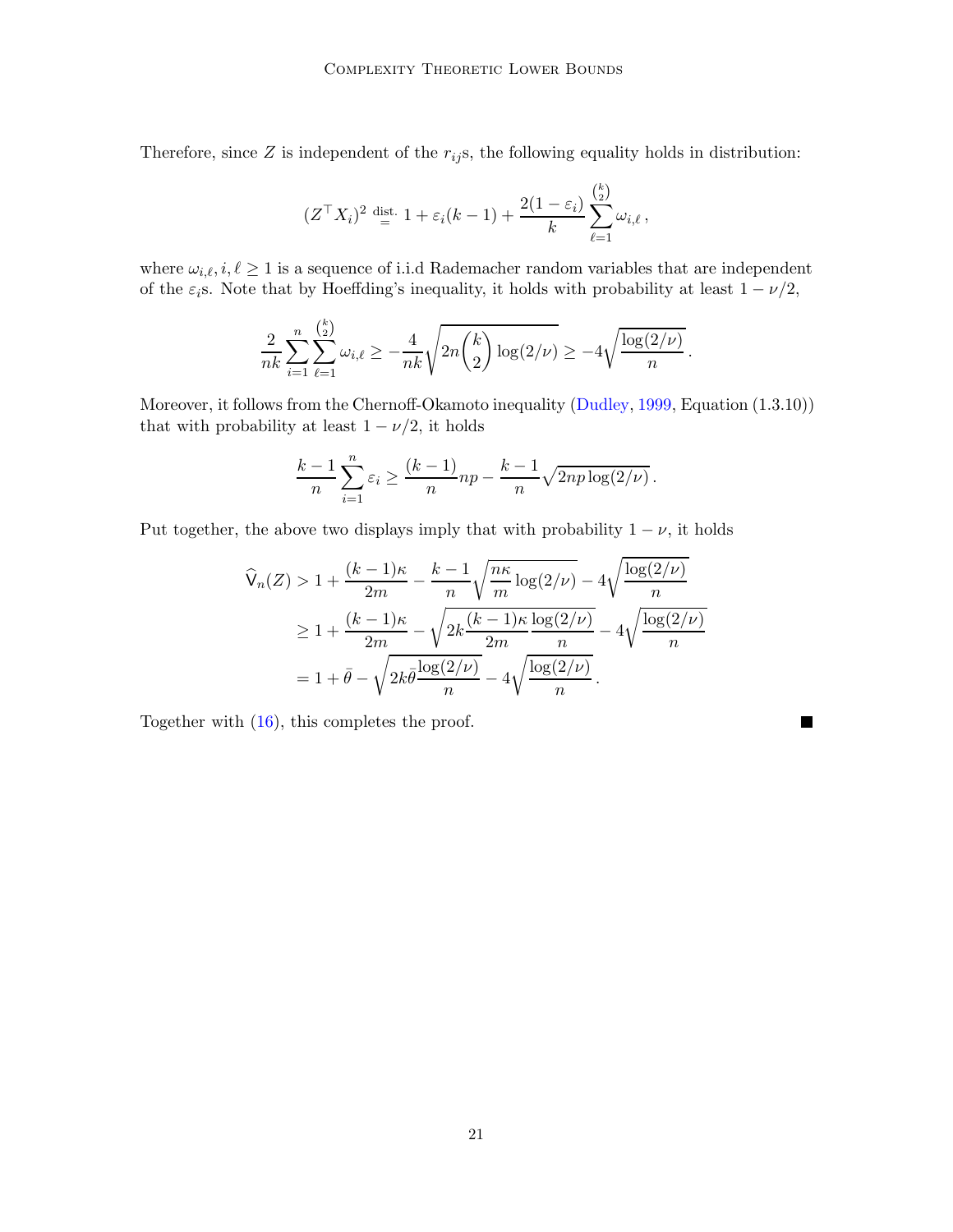Therefore, since $Z$ is independent of the $r_{ij}$s, the following equality holds in distribution:

$$(Z^\top X_i)^2 \stackrel{\text{dist.}}{=} 1 + \varepsilon_i(k-1) + \frac{2(1-\varepsilon_i)}{k} \sum_{\ell=1}^{\binom{k}{2}} \omega_{i,\ell}\,,$$

where $\omega_{i,\ell}, i, \ell \geq 1$ is a sequence of i.i.d Rademacher random variables that are independent of the $\varepsilon_i$s. Note that by Hoeffding's inequality, it holds with probability at least $1 - \nu/2$,

$$\frac{2}{nk} \sum_{i=1}^{n} \sum_{\ell=1}^{\binom{k}{2}} \omega_{i,\ell} \geq -\frac{4}{nk}\sqrt{2n\binom{k}{2}\log(2/\nu)} \geq -4\sqrt{\frac{\log(2/\nu)}{n}}\,.$$

Moreover, it follows from the Chernoff-Okamoto inequality (Dudley, 1999, Equation (1.3.10)) that with probability at least $1 - \nu/2$, it holds

$$\frac{k-1}{n}\sum_{i=1}^{n} \varepsilon_i \geq \frac{(k-1)}{n} np - \frac{k-1}{n}\sqrt{2np\log(2/\nu)}\,.$$

Put together, the above two displays imply that with probability $1 - \nu$, it holds

$$\begin{aligned}
\widehat{\mathsf{V}}_n(Z) &> 1 + \frac{(k-1)\kappa}{2m} - \frac{k-1}{n}\sqrt{\frac{n\kappa}{m}\log(2/\nu)} - 4\sqrt{\frac{\log(2/\nu)}{n}} \\
&\geq 1 + \frac{(k-1)\kappa}{2m} - \sqrt{2k\frac{(k-1)\kappa}{2m}\frac{\log(2/\nu)}{n}} - 4\sqrt{\frac{\log(2/\nu)}{n}} \\
&= 1 + \bar{\theta} - \sqrt{2k\bar{\theta}\frac{\log(2/\nu)}{n}} - 4\sqrt{\frac{\log(2/\nu)}{n}}\,.
\end{aligned}$$

Together with (16), this completes the proof. ∎